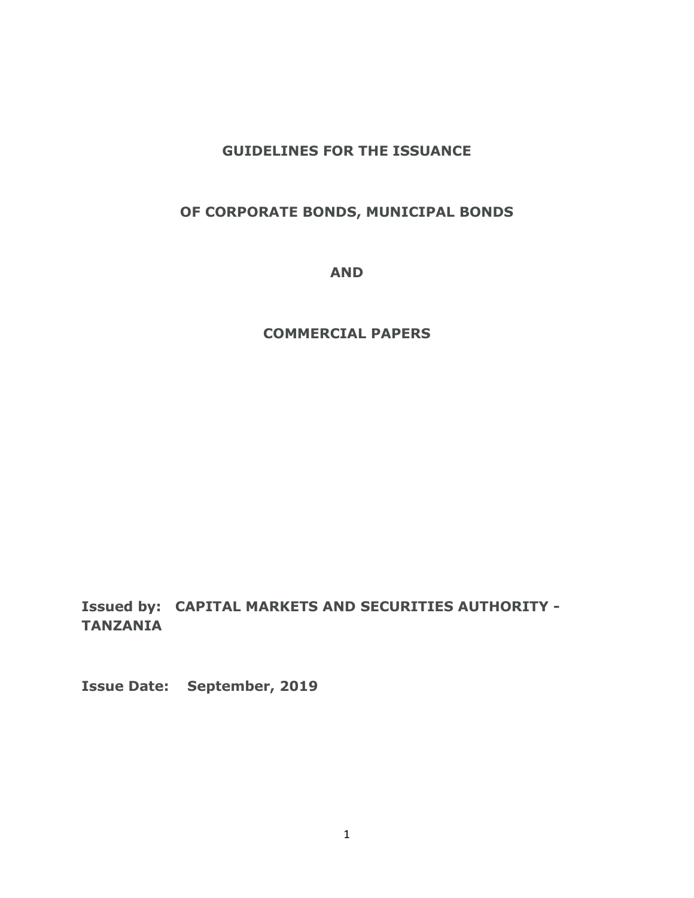# GUIDELINES FOR THE ISSUANCE

# OF CORPORATE BONDS, MUNICIPAL BONDS

# AND

# COMMERCIAL PAPERS

**Issued by: CAPITAL MARKETS AND SECURITIES AUTHORITY - TANZANIA**

**Issue Date: September, 2019**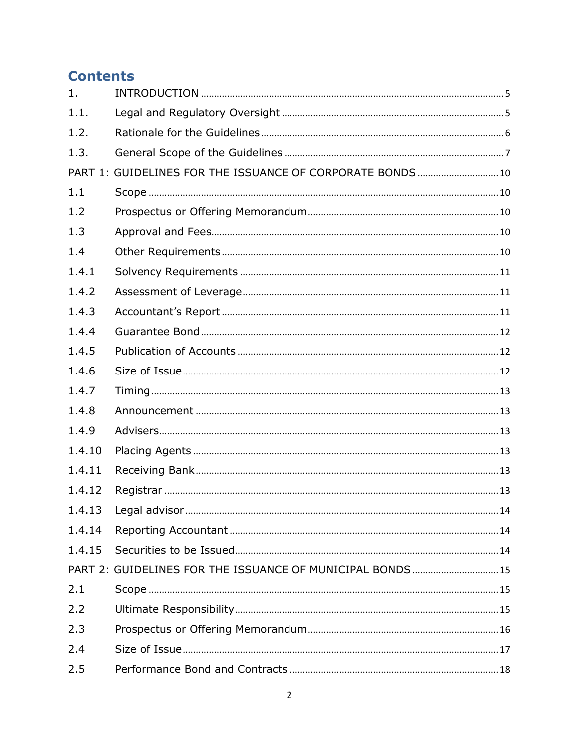# Contents

| | | |
|---|---|---|
| 1. | INTRODUCTION | 5 |
| 1.1. | Legal and Regulatory Oversight | 5 |
| 1.2. | Rationale for the Guidelines | 6 |
| 1.3. | General Scope of the Guidelines | 7 |
| PART 1: GUIDELINES FOR THE ISSUANCE OF CORPORATE BONDS | | 10 |
| 1.1 | Scope | 10 |
| 1.2 | Prospectus or Offering Memorandum | 10 |
| 1.3 | Approval and Fees | 10 |
| 1.4 | Other Requirements | 10 |
| 1.4.1 | Solvency Requirements | 11 |
| 1.4.2 | Assessment of Leverage | 11 |
| 1.4.3 | Accountant's Report | 11 |
| 1.4.4 | Guarantee Bond | 12 |
| 1.4.5 | Publication of Accounts | 12 |
| 1.4.6 | Size of Issue | 12 |
| 1.4.7 | Timing | 13 |
| 1.4.8 | Announcement | 13 |
| 1.4.9 | Advisers | 13 |
| 1.4.10 | Placing Agents | 13 |
| 1.4.11 | Receiving Bank | 13 |
| 1.4.12 | Registrar | 13 |
| 1.4.13 | Legal advisor | 14 |
| 1.4.14 | Reporting Accountant | 14 |
| 1.4.15 | Securities to be Issued | 14 |
| PART 2: GUIDELINES FOR THE ISSUANCE OF MUNICIPAL BONDS | | 15 |
| 2.1 | Scope | 15 |
| 2.2 | Ultimate Responsibility | 15 |
| 2.3 | Prospectus or Offering Memorandum | 16 |
| 2.4 | Size of Issue | 17 |
| 2.5 | Performance Bond and Contracts | 18 |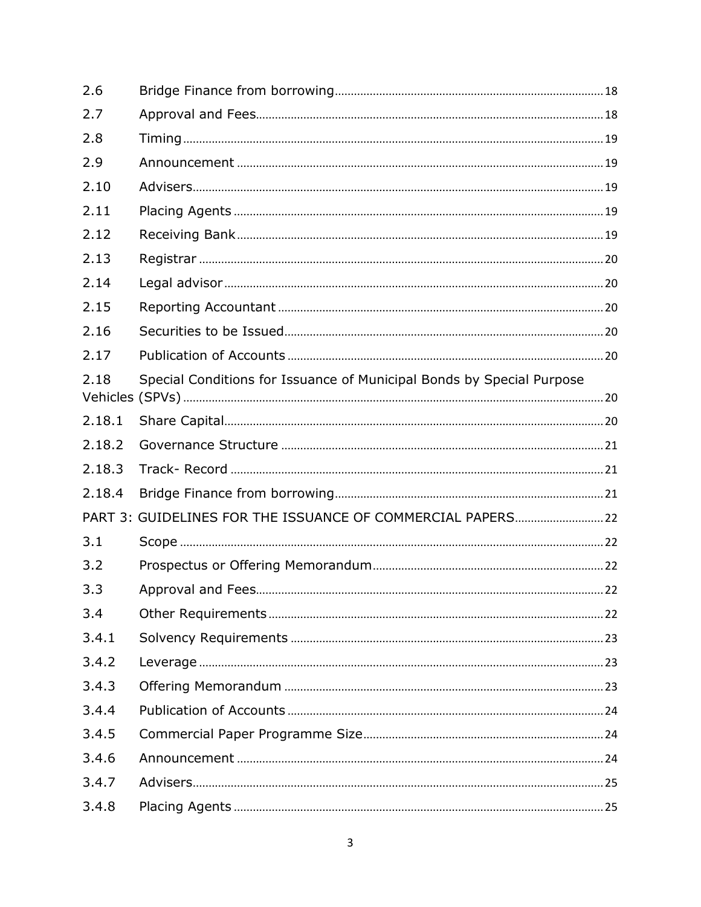| | | |
|---|---|---|
| 2.6 | Bridge Finance from borrowing | 18 |
| 2.7 | Approval and Fees | 18 |
| 2.8 | Timing | 19 |
| 2.9 | Announcement | 19 |
| 2.10 | Advisers | 19 |
| 2.11 | Placing Agents | 19 |
| 2.12 | Receiving Bank | 19 |
| 2.13 | Registrar | 20 |
| 2.14 | Legal advisor | 20 |
| 2.15 | Reporting Accountant | 20 |
| 2.16 | Securities to be Issued | 20 |
| 2.17 | Publication of Accounts | 20 |
| 2.18 | Special Conditions for Issuance of Municipal Bonds by Special Purpose Vehicles (SPVs) | 20 |
| 2.18.1 | Share Capital | 20 |
| 2.18.2 | Governance Structure | 21 |
| 2.18.3 | Track- Record | 21 |
| 2.18.4 | Bridge Finance from borrowing | 21 |
| PART 3: | GUIDELINES FOR THE ISSUANCE OF COMMERCIAL PAPERS | 22 |
| 3.1 | Scope | 22 |
| 3.2 | Prospectus or Offering Memorandum | 22 |
| 3.3 | Approval and Fees | 22 |
| 3.4 | Other Requirements | 22 |
| 3.4.1 | Solvency Requirements | 23 |
| 3.4.2 | Leverage | 23 |
| 3.4.3 | Offering Memorandum | 23 |
| 3.4.4 | Publication of Accounts | 24 |
| 3.4.5 | Commercial Paper Programme Size | 24 |
| 3.4.6 | Announcement | 24 |
| 3.4.7 | Advisers | 25 |
| 3.4.8 | Placing Agents | 25 |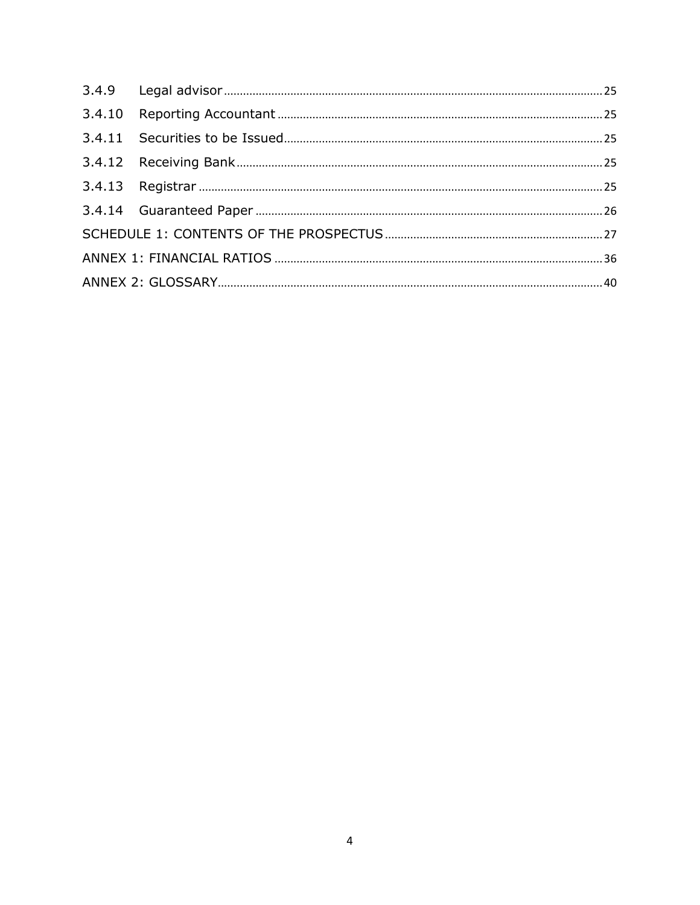3.4.9 Legal advisor ..... 25

3.4.10 Reporting Accountant ..... 25

3.4.11 Securities to be Issued ..... 25

3.4.12 Receiving Bank ..... 25

3.4.13 Registrar ..... 25

3.4.14 Guaranteed Paper ..... 26

SCHEDULE 1: CONTENTS OF THE PROSPECTUS ..... 27

ANNEX 1: FINANCIAL RATIOS ..... 36

ANNEX 2: GLOSSARY ..... 40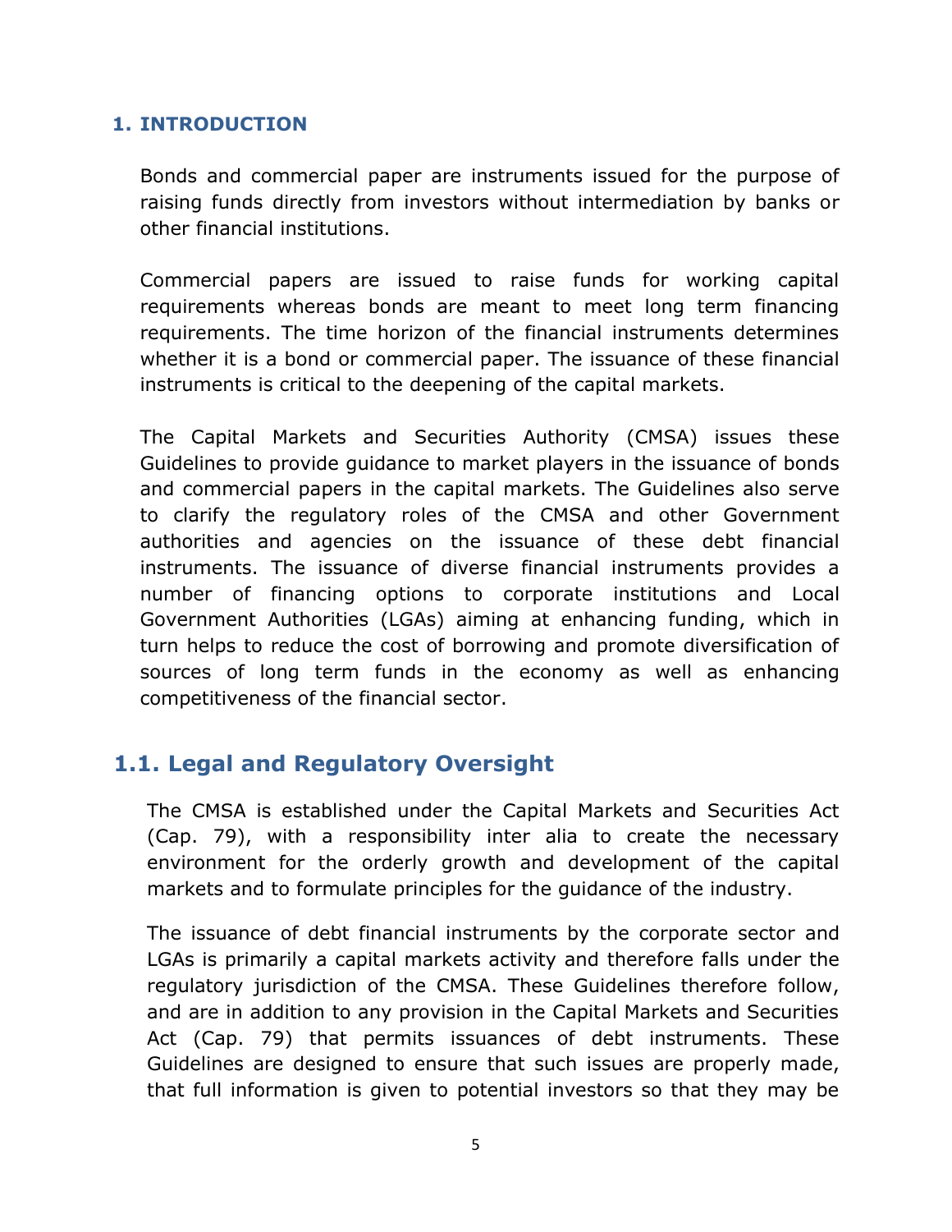## 1. INTRODUCTION

Bonds and commercial paper are instruments issued for the purpose of raising funds directly from investors without intermediation by banks or other financial institutions.

Commercial papers are issued to raise funds for working capital requirements whereas bonds are meant to meet long term financing requirements. The time horizon of the financial instruments determines whether it is a bond or commercial paper. The issuance of these financial instruments is critical to the deepening of the capital markets.

The Capital Markets and Securities Authority (CMSA) issues these Guidelines to provide guidance to market players in the issuance of bonds and commercial papers in the capital markets. The Guidelines also serve to clarify the regulatory roles of the CMSA and other Government authorities and agencies on the issuance of these debt financial instruments. The issuance of diverse financial instruments provides a number of financing options to corporate institutions and Local Government Authorities (LGAs) aiming at enhancing funding, which in turn helps to reduce the cost of borrowing and promote diversification of sources of long term funds in the economy as well as enhancing competitiveness of the financial sector.

### 1.1. Legal and Regulatory Oversight

The CMSA is established under the Capital Markets and Securities Act (Cap. 79), with a responsibility inter alia to create the necessary environment for the orderly growth and development of the capital markets and to formulate principles for the guidance of the industry.

The issuance of debt financial instruments by the corporate sector and LGAs is primarily a capital markets activity and therefore falls under the regulatory jurisdiction of the CMSA. These Guidelines therefore follow, and are in addition to any provision in the Capital Markets and Securities Act (Cap. 79) that permits issuances of debt instruments. These Guidelines are designed to ensure that such issues are properly made, that full information is given to potential investors so that they may be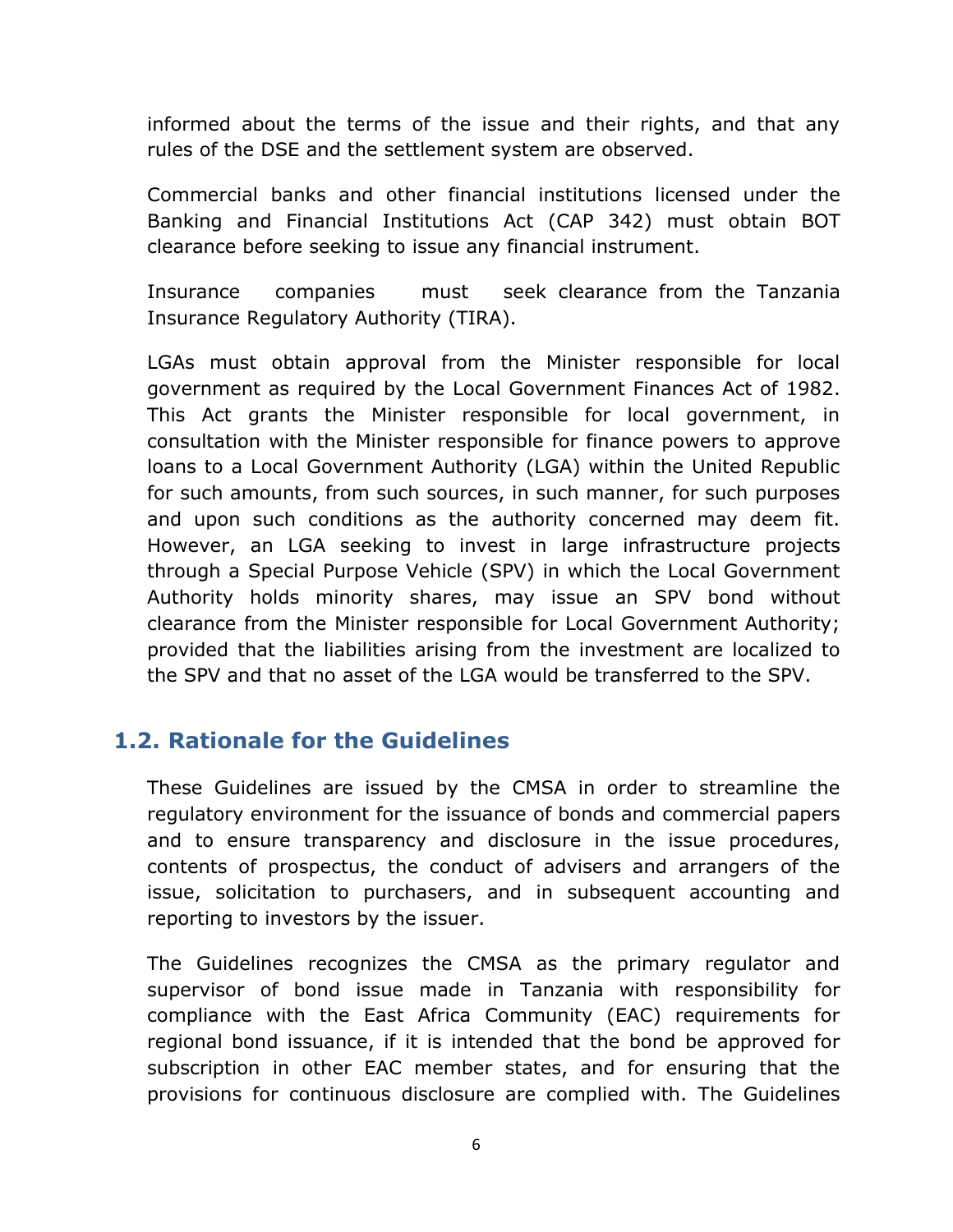informed about the terms of the issue and their rights, and that any rules of the DSE and the settlement system are observed.

Commercial banks and other financial institutions licensed under the Banking and Financial Institutions Act (CAP 342) must obtain BOT clearance before seeking to issue any financial instrument.

Insurance companies must seek clearance from the Tanzania Insurance Regulatory Authority (TIRA).

LGAs must obtain approval from the Minister responsible for local government as required by the Local Government Finances Act of 1982. This Act grants the Minister responsible for local government, in consultation with the Minister responsible for finance powers to approve loans to a Local Government Authority (LGA) within the United Republic for such amounts, from such sources, in such manner, for such purposes and upon such conditions as the authority concerned may deem fit. However, an LGA seeking to invest in large infrastructure projects through a Special Purpose Vehicle (SPV) in which the Local Government Authority holds minority shares, may issue an SPV bond without clearance from the Minister responsible for Local Government Authority; provided that the liabilities arising from the investment are localized to the SPV and that no asset of the LGA would be transferred to the SPV.

## 1.2. Rationale for the Guidelines

These Guidelines are issued by the CMSA in order to streamline the regulatory environment for the issuance of bonds and commercial papers and to ensure transparency and disclosure in the issue procedures, contents of prospectus, the conduct of advisers and arrangers of the issue, solicitation to purchasers, and in subsequent accounting and reporting to investors by the issuer.

The Guidelines recognizes the CMSA as the primary regulator and supervisor of bond issue made in Tanzania with responsibility for compliance with the East Africa Community (EAC) requirements for regional bond issuance, if it is intended that the bond be approved for subscription in other EAC member states, and for ensuring that the provisions for continuous disclosure are complied with. The Guidelines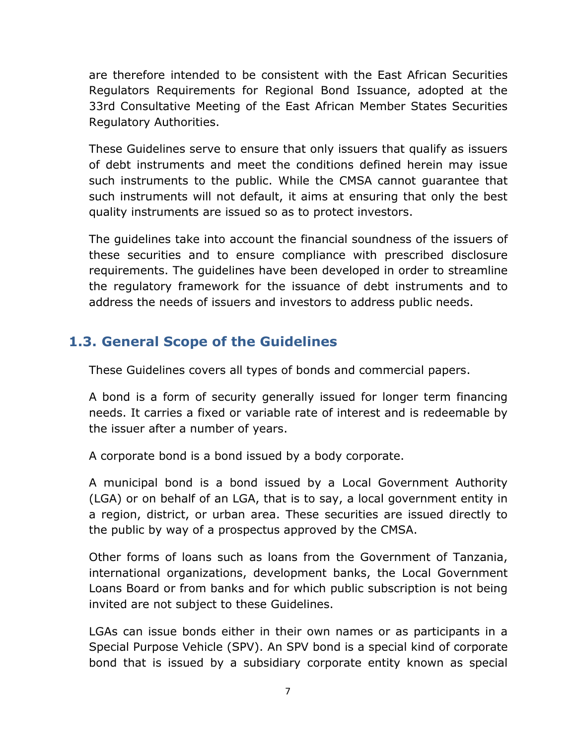are therefore intended to be consistent with the East African Securities Regulators Requirements for Regional Bond Issuance, adopted at the 33rd Consultative Meeting of the East African Member States Securities Regulatory Authorities.

These Guidelines serve to ensure that only issuers that qualify as issuers of debt instruments and meet the conditions defined herein may issue such instruments to the public. While the CMSA cannot guarantee that such instruments will not default, it aims at ensuring that only the best quality instruments are issued so as to protect investors.

The guidelines take into account the financial soundness of the issuers of these securities and to ensure compliance with prescribed disclosure requirements. The guidelines have been developed in order to streamline the regulatory framework for the issuance of debt instruments and to address the needs of issuers and investors to address public needs.

## 1.3. General Scope of the Guidelines

These Guidelines covers all types of bonds and commercial papers.

A bond is a form of security generally issued for longer term financing needs. It carries a fixed or variable rate of interest and is redeemable by the issuer after a number of years.

A corporate bond is a bond issued by a body corporate.

A municipal bond is a bond issued by a Local Government Authority (LGA) or on behalf of an LGA, that is to say, a local government entity in a region, district, or urban area. These securities are issued directly to the public by way of a prospectus approved by the CMSA.

Other forms of loans such as loans from the Government of Tanzania, international organizations, development banks, the Local Government Loans Board or from banks and for which public subscription is not being invited are not subject to these Guidelines.

LGAs can issue bonds either in their own names or as participants in a Special Purpose Vehicle (SPV). An SPV bond is a special kind of corporate bond that is issued by a subsidiary corporate entity known as special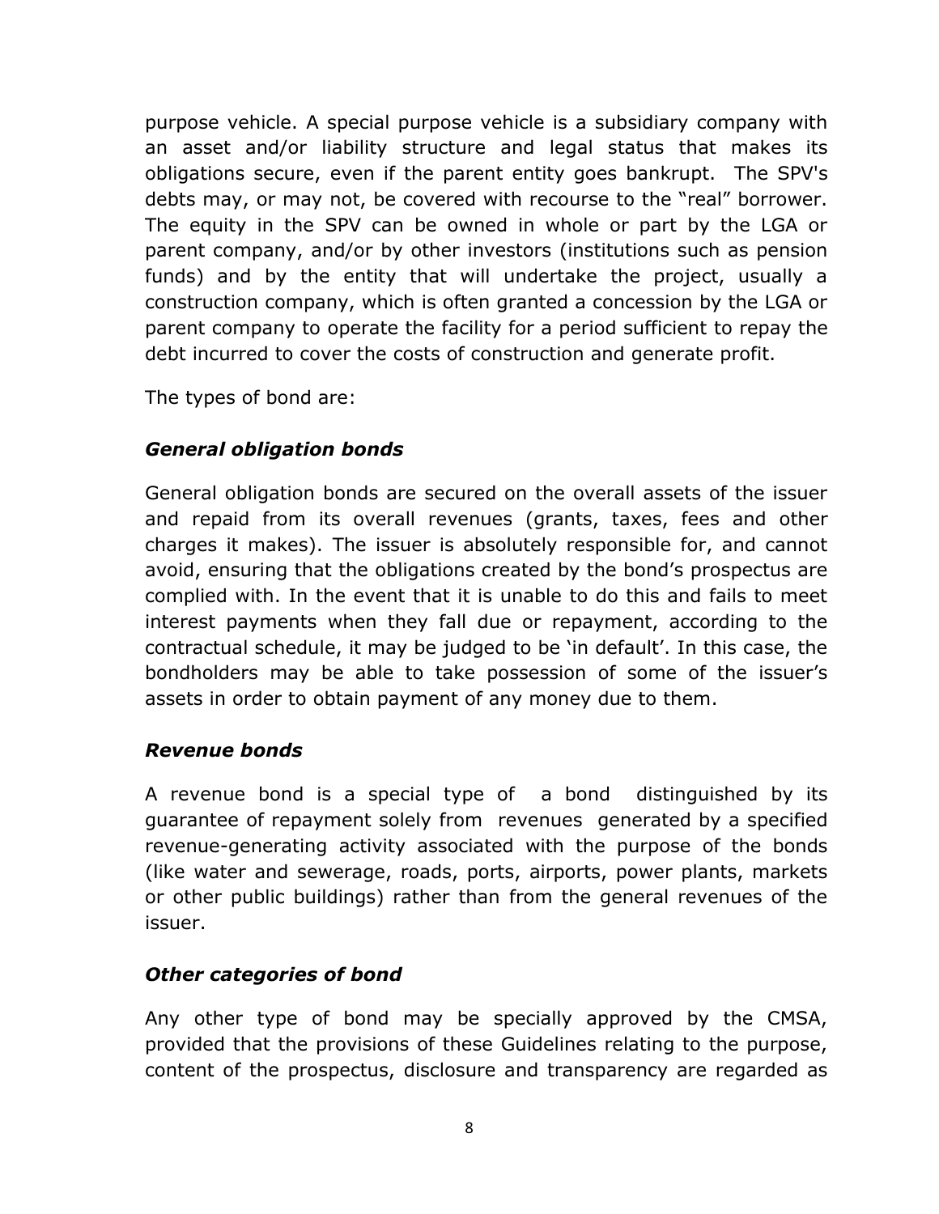purpose vehicle. A special purpose vehicle is a subsidiary company with an asset and/or liability structure and legal status that makes its obligations secure, even if the parent entity goes bankrupt. The SPV's debts may, or may not, be covered with recourse to the "real" borrower. The equity in the SPV can be owned in whole or part by the LGA or parent company, and/or by other investors (institutions such as pension funds) and by the entity that will undertake the project, usually a construction company, which is often granted a concession by the LGA or parent company to operate the facility for a period sufficient to repay the debt incurred to cover the costs of construction and generate profit.

The types of bond are:

### *General obligation bonds*

General obligation bonds are secured on the overall assets of the issuer and repaid from its overall revenues (grants, taxes, fees and other charges it makes). The issuer is absolutely responsible for, and cannot avoid, ensuring that the obligations created by the bond's prospectus are complied with. In the event that it is unable to do this and fails to meet interest payments when they fall due or repayment, according to the contractual schedule, it may be judged to be 'in default'. In this case, the bondholders may be able to take possession of some of the issuer's assets in order to obtain payment of any money due to them.

### *Revenue bonds*

A revenue bond is a special type of a bond distinguished by its guarantee of repayment solely from revenues generated by a specified revenue-generating activity associated with the purpose of the bonds (like water and sewerage, roads, ports, airports, power plants, markets or other public buildings) rather than from the general revenues of the issuer.

### *Other categories of bond*

Any other type of bond may be specially approved by the CMSA, provided that the provisions of these Guidelines relating to the purpose, content of the prospectus, disclosure and transparency are regarded as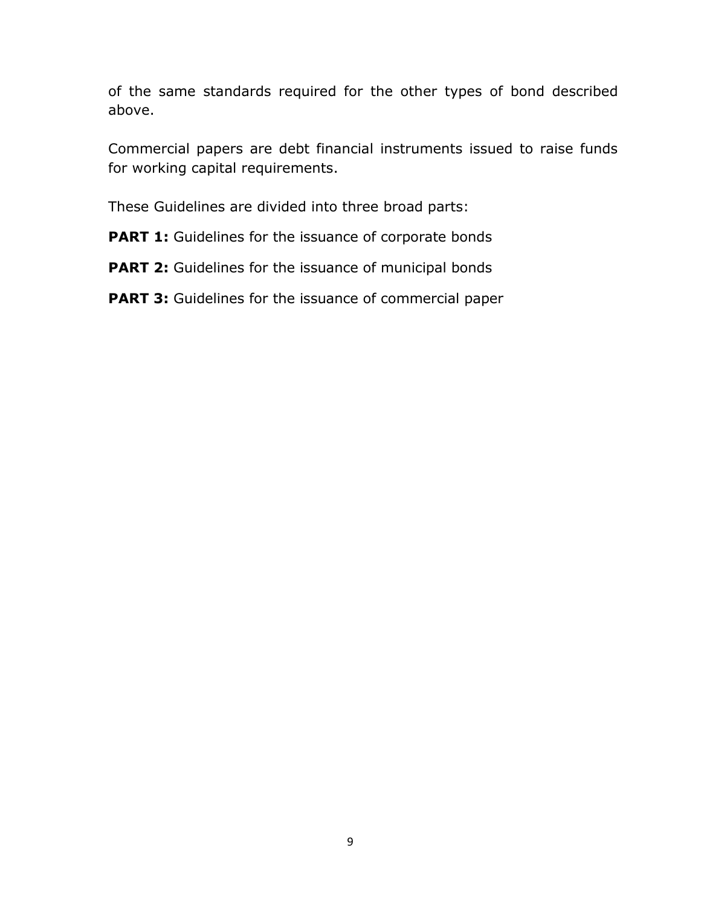of the same standards required for the other types of bond described above.

Commercial papers are debt financial instruments issued to raise funds for working capital requirements.

These Guidelines are divided into three broad parts:

**PART 1:** Guidelines for the issuance of corporate bonds

**PART 2:** Guidelines for the issuance of municipal bonds

**PART 3:** Guidelines for the issuance of commercial paper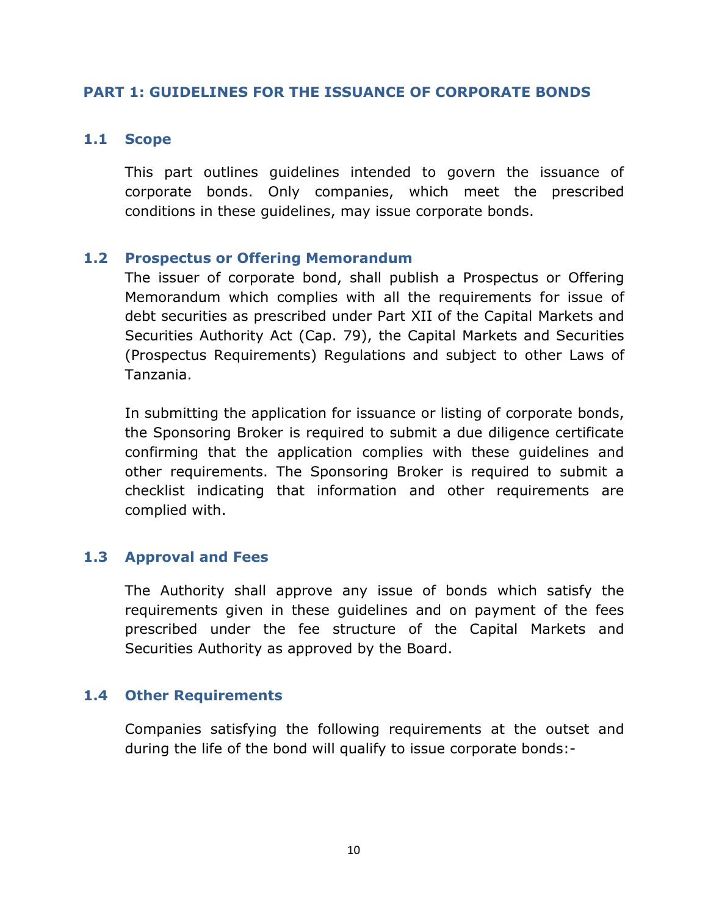## PART 1: GUIDELINES FOR THE ISSUANCE OF CORPORATE BONDS

### 1.1 Scope

This part outlines guidelines intended to govern the issuance of corporate bonds. Only companies, which meet the prescribed conditions in these guidelines, may issue corporate bonds.

### 1.2 Prospectus or Offering Memorandum

The issuer of corporate bond, shall publish a Prospectus or Offering Memorandum which complies with all the requirements for issue of debt securities as prescribed under Part XII of the Capital Markets and Securities Authority Act (Cap. 79), the Capital Markets and Securities (Prospectus Requirements) Regulations and subject to other Laws of Tanzania.

In submitting the application for issuance or listing of corporate bonds, the Sponsoring Broker is required to submit a due diligence certificate confirming that the application complies with these guidelines and other requirements. The Sponsoring Broker is required to submit a checklist indicating that information and other requirements are complied with.

### 1.3 Approval and Fees

The Authority shall approve any issue of bonds which satisfy the requirements given in these guidelines and on payment of the fees prescribed under the fee structure of the Capital Markets and Securities Authority as approved by the Board.

### 1.4 Other Requirements

Companies satisfying the following requirements at the outset and during the life of the bond will qualify to issue corporate bonds:-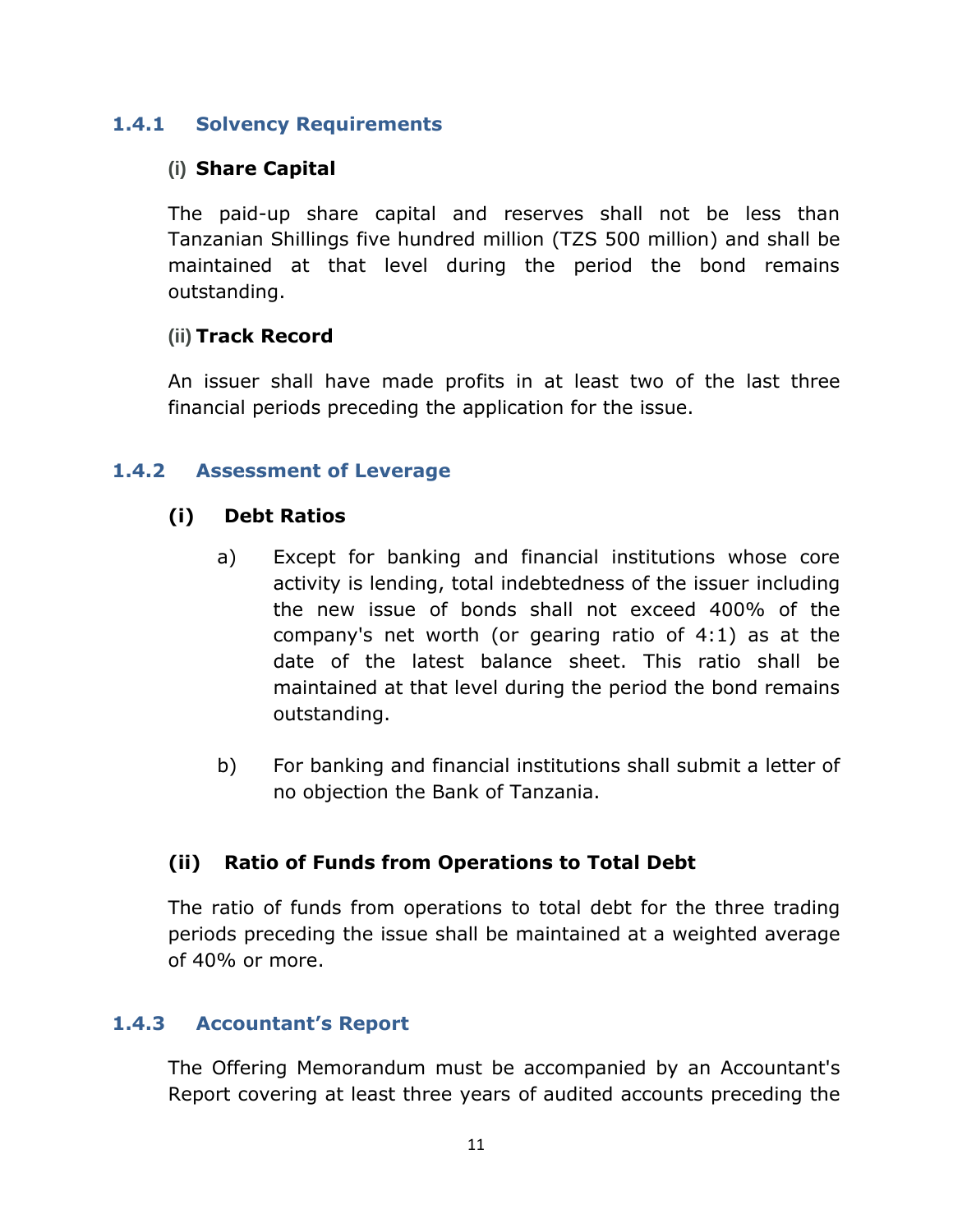### 1.4.1 Solvency Requirements

**(i) Share Capital**

The paid-up share capital and reserves shall not be less than Tanzanian Shillings five hundred million (TZS 500 million) and shall be maintained at that level during the period the bond remains outstanding.

**(ii) Track Record**

An issuer shall have made profits in at least two of the last three financial periods preceding the application for the issue.

### 1.4.2 Assessment of Leverage

**(i) Debt Ratios**

a) Except for banking and financial institutions whose core activity is lending, total indebtedness of the issuer including the new issue of bonds shall not exceed 400% of the company's net worth (or gearing ratio of 4:1) as at the date of the latest balance sheet. This ratio shall be maintained at that level during the period the bond remains outstanding.

b) For banking and financial institutions shall submit a letter of no objection the Bank of Tanzania.

**(ii) Ratio of Funds from Operations to Total Debt**

The ratio of funds from operations to total debt for the three trading periods preceding the issue shall be maintained at a weighted average of 40% or more.

### 1.4.3 Accountant's Report

The Offering Memorandum must be accompanied by an Accountant's Report covering at least three years of audited accounts preceding the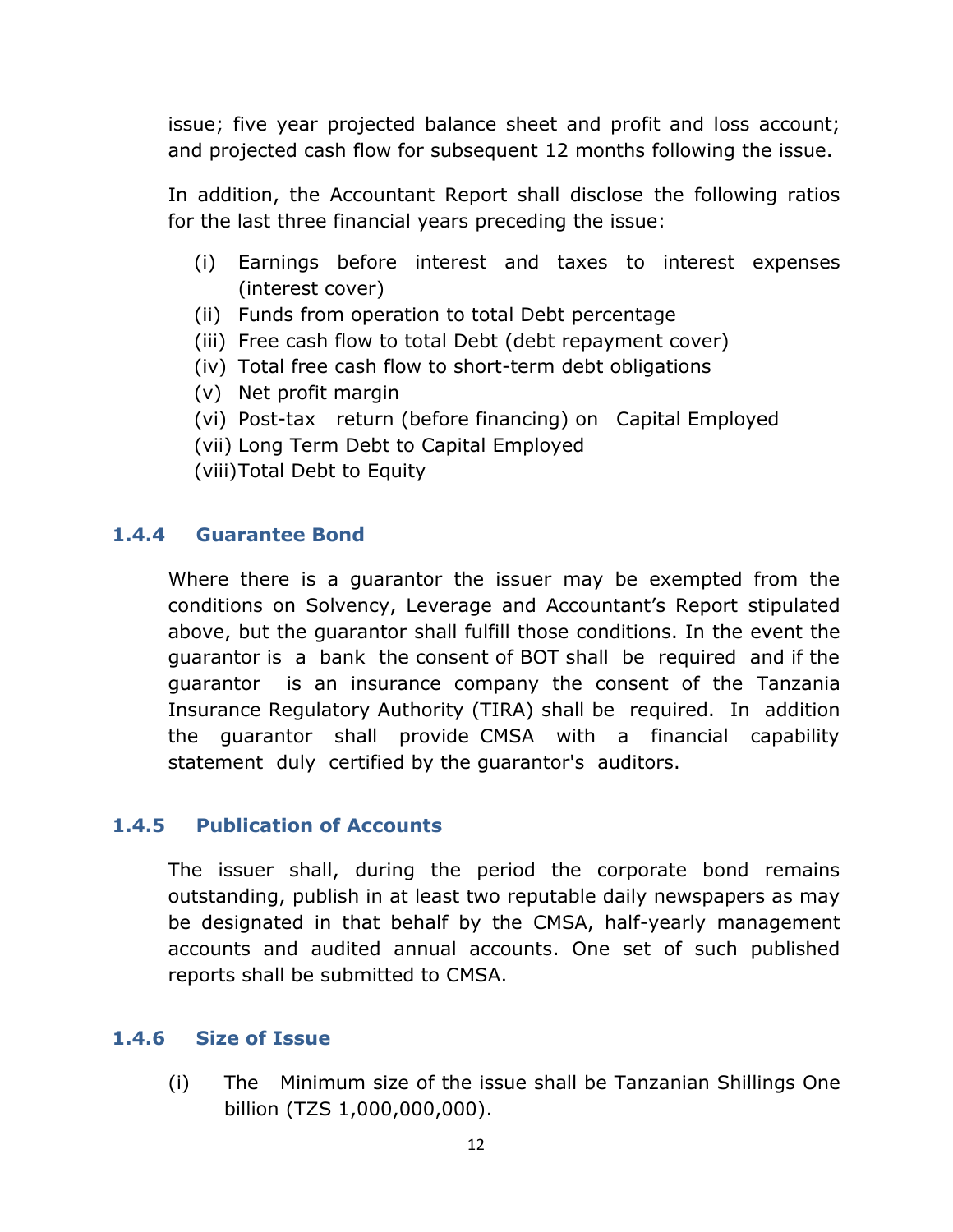issue; five year projected balance sheet and profit and loss account; and projected cash flow for subsequent 12 months following the issue.

In addition, the Accountant Report shall disclose the following ratios for the last three financial years preceding the issue:

(i) Earnings before interest and taxes to interest expenses (interest cover)
(ii) Funds from operation to total Debt percentage
(iii) Free cash flow to total Debt (debt repayment cover)
(iv) Total free cash flow to short-term debt obligations
(v) Net profit margin
(vi) Post-tax return (before financing) on Capital Employed
(vii) Long Term Debt to Capital Employed
(viii) Total Debt to Equity

### 1.4.4 Guarantee Bond

Where there is a guarantor the issuer may be exempted from the conditions on Solvency, Leverage and Accountant's Report stipulated above, but the guarantor shall fulfill those conditions. In the event the guarantor is a bank the consent of BOT shall be required and if the guarantor is an insurance company the consent of the Tanzania Insurance Regulatory Authority (TIRA) shall be required. In addition the guarantor shall provide CMSA with a financial capability statement duly certified by the guarantor's auditors.

### 1.4.5 Publication of Accounts

The issuer shall, during the period the corporate bond remains outstanding, publish in at least two reputable daily newspapers as may be designated in that behalf by the CMSA, half-yearly management accounts and audited annual accounts. One set of such published reports shall be submitted to CMSA.

### 1.4.6 Size of Issue

(i) The Minimum size of the issue shall be Tanzanian Shillings One billion (TZS 1,000,000,000).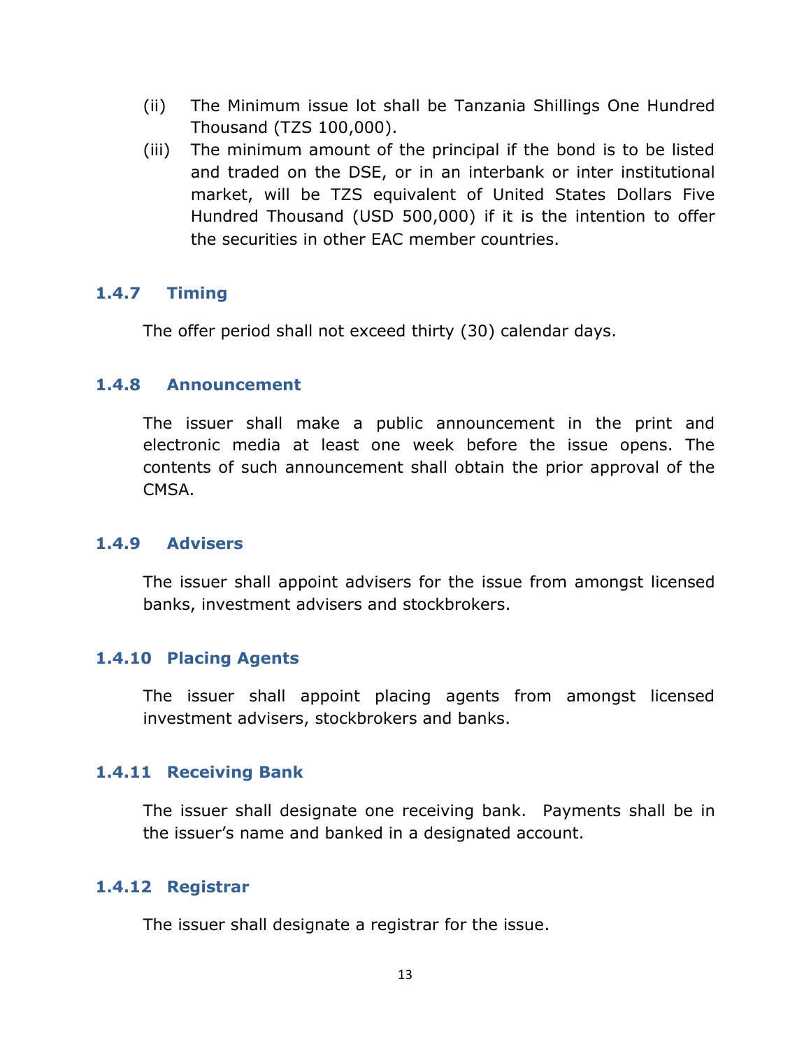(ii) The Minimum issue lot shall be Tanzania Shillings One Hundred Thousand (TZS 100,000).

(iii) The minimum amount of the principal if the bond is to be listed and traded on the DSE, or in an interbank or inter institutional market, will be TZS equivalent of United States Dollars Five Hundred Thousand (USD 500,000) if it is the intention to offer the securities in other EAC member countries.

### 1.4.7 Timing

The offer period shall not exceed thirty (30) calendar days.

### 1.4.8 Announcement

The issuer shall make a public announcement in the print and electronic media at least one week before the issue opens. The contents of such announcement shall obtain the prior approval of the CMSA.

### 1.4.9 Advisers

The issuer shall appoint advisers for the issue from amongst licensed banks, investment advisers and stockbrokers.

### 1.4.10 Placing Agents

The issuer shall appoint placing agents from amongst licensed investment advisers, stockbrokers and banks.

### 1.4.11 Receiving Bank

The issuer shall designate one receiving bank. Payments shall be in the issuer's name and banked in a designated account.

### 1.4.12 Registrar

The issuer shall designate a registrar for the issue.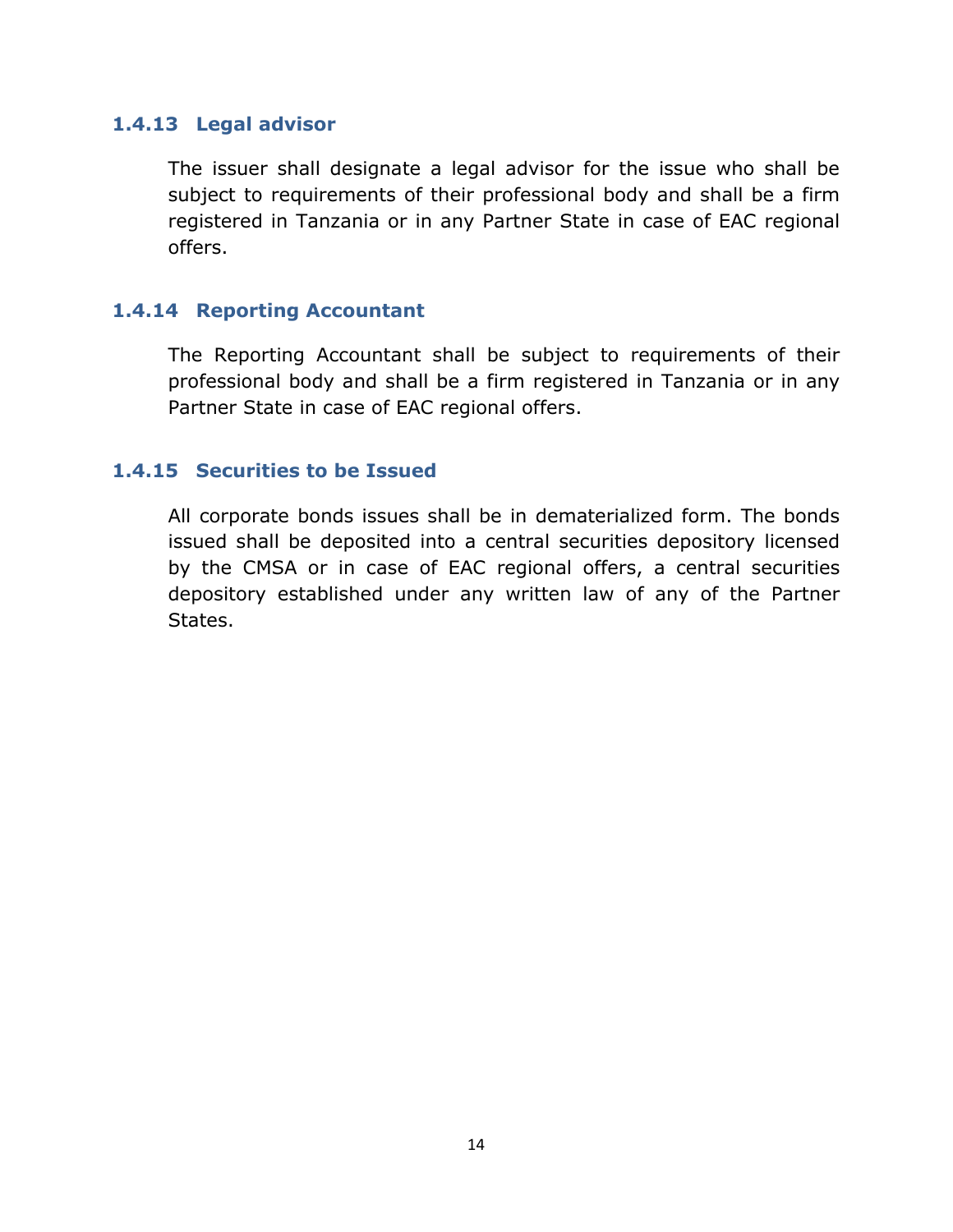### 1.4.13 Legal advisor

The issuer shall designate a legal advisor for the issue who shall be subject to requirements of their professional body and shall be a firm registered in Tanzania or in any Partner State in case of EAC regional offers.

### 1.4.14 Reporting Accountant

The Reporting Accountant shall be subject to requirements of their professional body and shall be a firm registered in Tanzania or in any Partner State in case of EAC regional offers.

### 1.4.15 Securities to be Issued

All corporate bonds issues shall be in dematerialized form. The bonds issued shall be deposited into a central securities depository licensed by the CMSA or in case of EAC regional offers, a central securities depository established under any written law of any of the Partner States.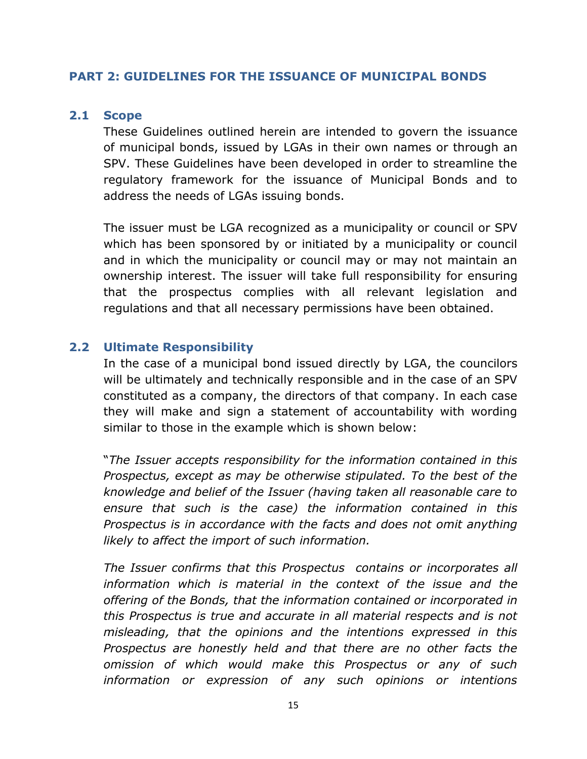## PART 2: GUIDELINES FOR THE ISSUANCE OF MUNICIPAL BONDS

### 2.1 Scope

These Guidelines outlined herein are intended to govern the issuance of municipal bonds, issued by LGAs in their own names or through an SPV. These Guidelines have been developed in order to streamline the regulatory framework for the issuance of Municipal Bonds and to address the needs of LGAs issuing bonds.

The issuer must be LGA recognized as a municipality or council or SPV which has been sponsored by or initiated by a municipality or council and in which the municipality or council may or may not maintain an ownership interest. The issuer will take full responsibility for ensuring that the prospectus complies with all relevant legislation and regulations and that all necessary permissions have been obtained.

### 2.2 Ultimate Responsibility

In the case of a municipal bond issued directly by LGA, the councilors will be ultimately and technically responsible and in the case of an SPV constituted as a company, the directors of that company. In each case they will make and sign a statement of accountability with wording similar to those in the example which is shown below:

"*The Issuer accepts responsibility for the information contained in this Prospectus, except as may be otherwise stipulated. To the best of the knowledge and belief of the Issuer (having taken all reasonable care to ensure that such is the case) the information contained in this Prospectus is in accordance with the facts and does not omit anything likely to affect the import of such information.*

*The Issuer confirms that this Prospectus contains or incorporates all information which is material in the context of the issue and the offering of the Bonds, that the information contained or incorporated in this Prospectus is true and accurate in all material respects and is not misleading, that the opinions and the intentions expressed in this Prospectus are honestly held and that there are no other facts the omission of which would make this Prospectus or any of such information or expression of any such opinions or intentions*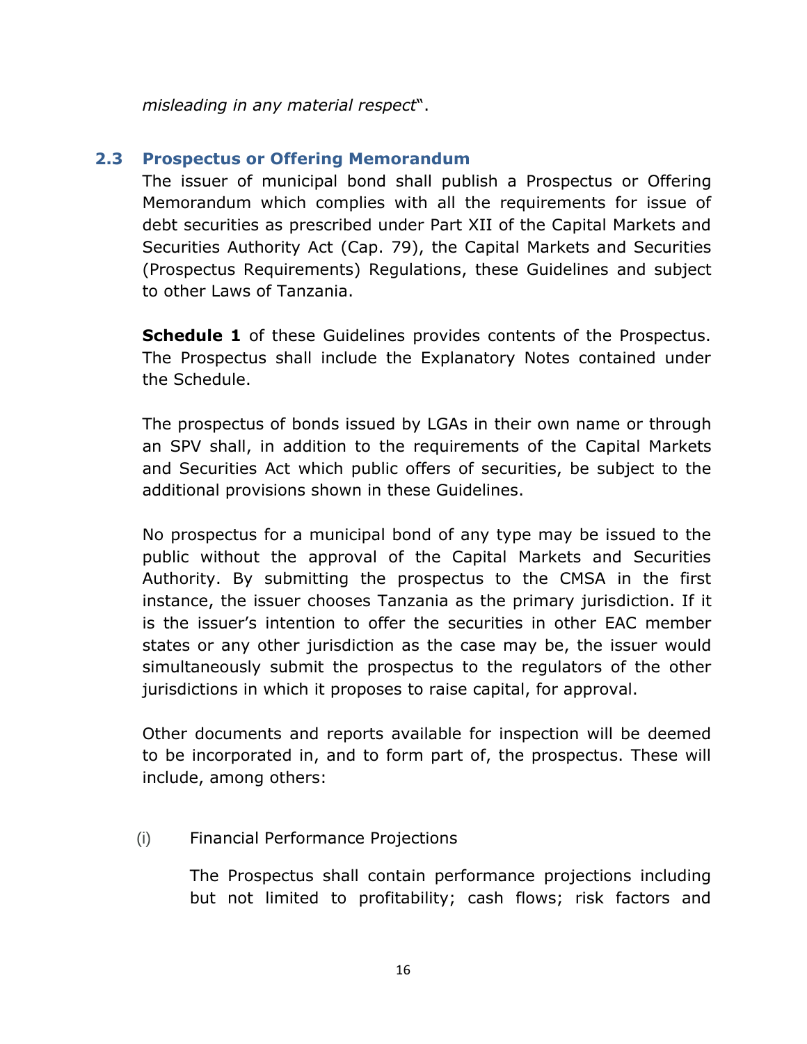*misleading in any material respect*".

## 2.3 Prospectus or Offering Memorandum

The issuer of municipal bond shall publish a Prospectus or Offering Memorandum which complies with all the requirements for issue of debt securities as prescribed under Part XII of the Capital Markets and Securities Authority Act (Cap. 79), the Capital Markets and Securities (Prospectus Requirements) Regulations, these Guidelines and subject to other Laws of Tanzania.

**Schedule 1** of these Guidelines provides contents of the Prospectus. The Prospectus shall include the Explanatory Notes contained under the Schedule.

The prospectus of bonds issued by LGAs in their own name or through an SPV shall, in addition to the requirements of the Capital Markets and Securities Act which public offers of securities, be subject to the additional provisions shown in these Guidelines.

No prospectus for a municipal bond of any type may be issued to the public without the approval of the Capital Markets and Securities Authority. By submitting the prospectus to the CMSA in the first instance, the issuer chooses Tanzania as the primary jurisdiction. If it is the issuer's intention to offer the securities in other EAC member states or any other jurisdiction as the case may be, the issuer would simultaneously submit the prospectus to the regulators of the other jurisdictions in which it proposes to raise capital, for approval.

Other documents and reports available for inspection will be deemed to be incorporated in, and to form part of, the prospectus. These will include, among others:

(i) Financial Performance Projections

The Prospectus shall contain performance projections including but not limited to profitability; cash flows; risk factors and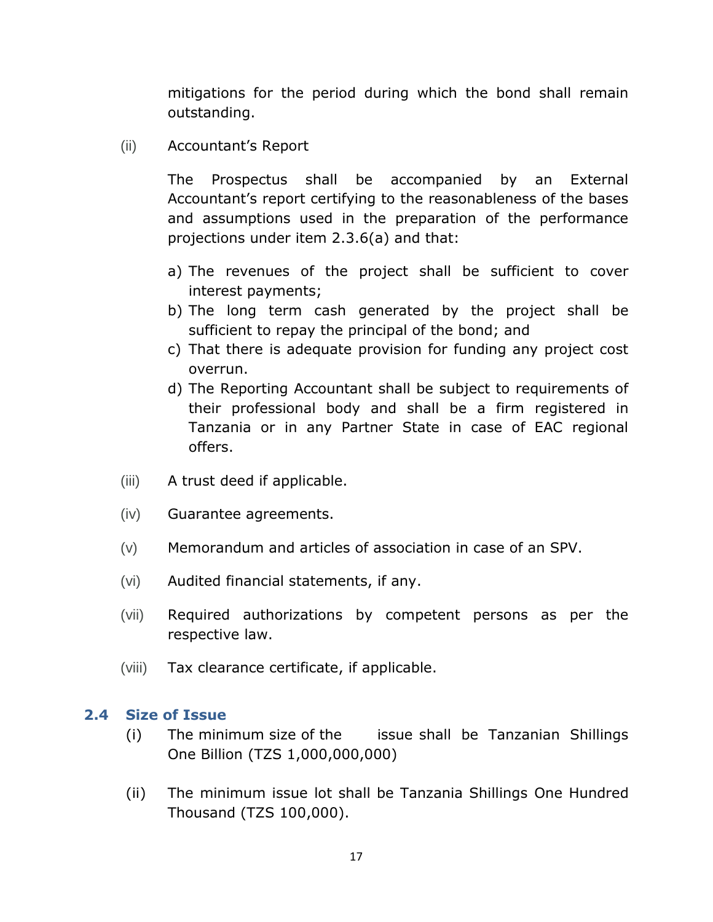mitigations for the period during which the bond shall remain outstanding.

(ii) Accountant's Report

The Prospectus shall be accompanied by an External Accountant's report certifying to the reasonableness of the bases and assumptions used in the preparation of the performance projections under item 2.3.6(a) and that:

a) The revenues of the project shall be sufficient to cover interest payments;
b) The long term cash generated by the project shall be sufficient to repay the principal of the bond; and
c) That there is adequate provision for funding any project cost overrun.
d) The Reporting Accountant shall be subject to requirements of their professional body and shall be a firm registered in Tanzania or in any Partner State in case of EAC regional offers.

(iii) A trust deed if applicable.

(iv) Guarantee agreements.

(v) Memorandum and articles of association in case of an SPV.

(vi) Audited financial statements, if any.

(vii) Required authorizations by competent persons as per the respective law.

(viii) Tax clearance certificate, if applicable.

## 2.4 Size of Issue

(i) The minimum size of the issue shall be Tanzanian Shillings One Billion (TZS 1,000,000,000)

(ii) The minimum issue lot shall be Tanzania Shillings One Hundred Thousand (TZS 100,000).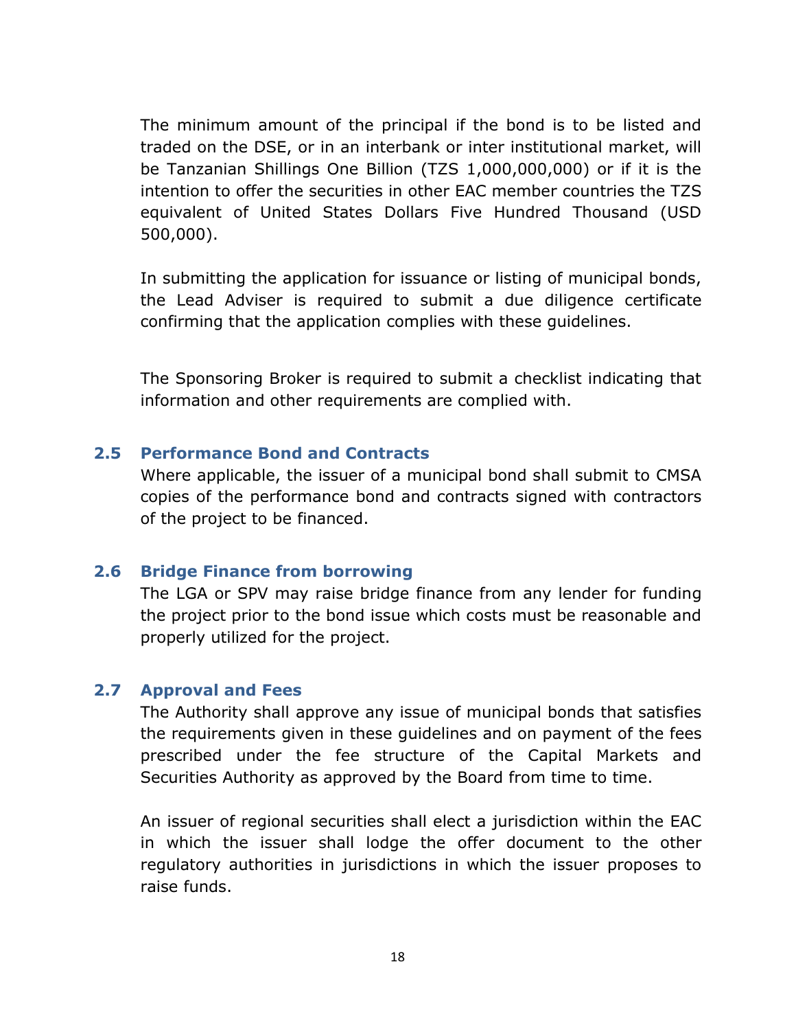The minimum amount of the principal if the bond is to be listed and traded on the DSE, or in an interbank or inter institutional market, will be Tanzanian Shillings One Billion (TZS 1,000,000,000) or if it is the intention to offer the securities in other EAC member countries the TZS equivalent of United States Dollars Five Hundred Thousand (USD 500,000).

In submitting the application for issuance or listing of municipal bonds, the Lead Adviser is required to submit a due diligence certificate confirming that the application complies with these guidelines.

The Sponsoring Broker is required to submit a checklist indicating that information and other requirements are complied with.

### 2.5 Performance Bond and Contracts

Where applicable, the issuer of a municipal bond shall submit to CMSA copies of the performance bond and contracts signed with contractors of the project to be financed.

### 2.6 Bridge Finance from borrowing

The LGA or SPV may raise bridge finance from any lender for funding the project prior to the bond issue which costs must be reasonable and properly utilized for the project.

### 2.7 Approval and Fees

The Authority shall approve any issue of municipal bonds that satisfies the requirements given in these guidelines and on payment of the fees prescribed under the fee structure of the Capital Markets and Securities Authority as approved by the Board from time to time.

An issuer of regional securities shall elect a jurisdiction within the EAC in which the issuer shall lodge the offer document to the other regulatory authorities in jurisdictions in which the issuer proposes to raise funds.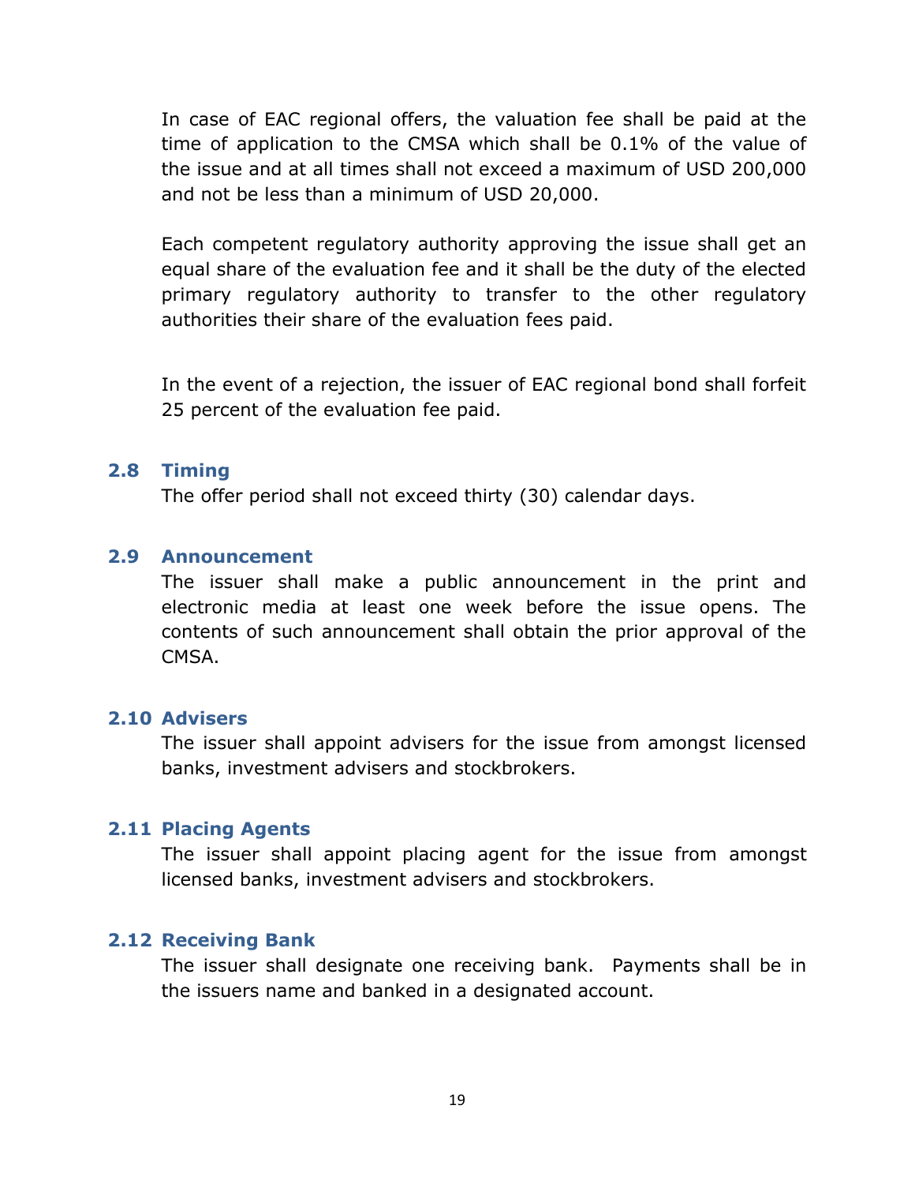In case of EAC regional offers, the valuation fee shall be paid at the time of application to the CMSA which shall be 0.1% of the value of the issue and at all times shall not exceed a maximum of USD 200,000 and not be less than a minimum of USD 20,000.

Each competent regulatory authority approving the issue shall get an equal share of the evaluation fee and it shall be the duty of the elected primary regulatory authority to transfer to the other regulatory authorities their share of the evaluation fees paid.

In the event of a rejection, the issuer of EAC regional bond shall forfeit 25 percent of the evaluation fee paid.

### 2.8 Timing

The offer period shall not exceed thirty (30) calendar days.

### 2.9 Announcement

The issuer shall make a public announcement in the print and electronic media at least one week before the issue opens. The contents of such announcement shall obtain the prior approval of the CMSA.

### 2.10 Advisers

The issuer shall appoint advisers for the issue from amongst licensed banks, investment advisers and stockbrokers.

### 2.11 Placing Agents

The issuer shall appoint placing agent for the issue from amongst licensed banks, investment advisers and stockbrokers.

### 2.12 Receiving Bank

The issuer shall designate one receiving bank. Payments shall be in the issuers name and banked in a designated account.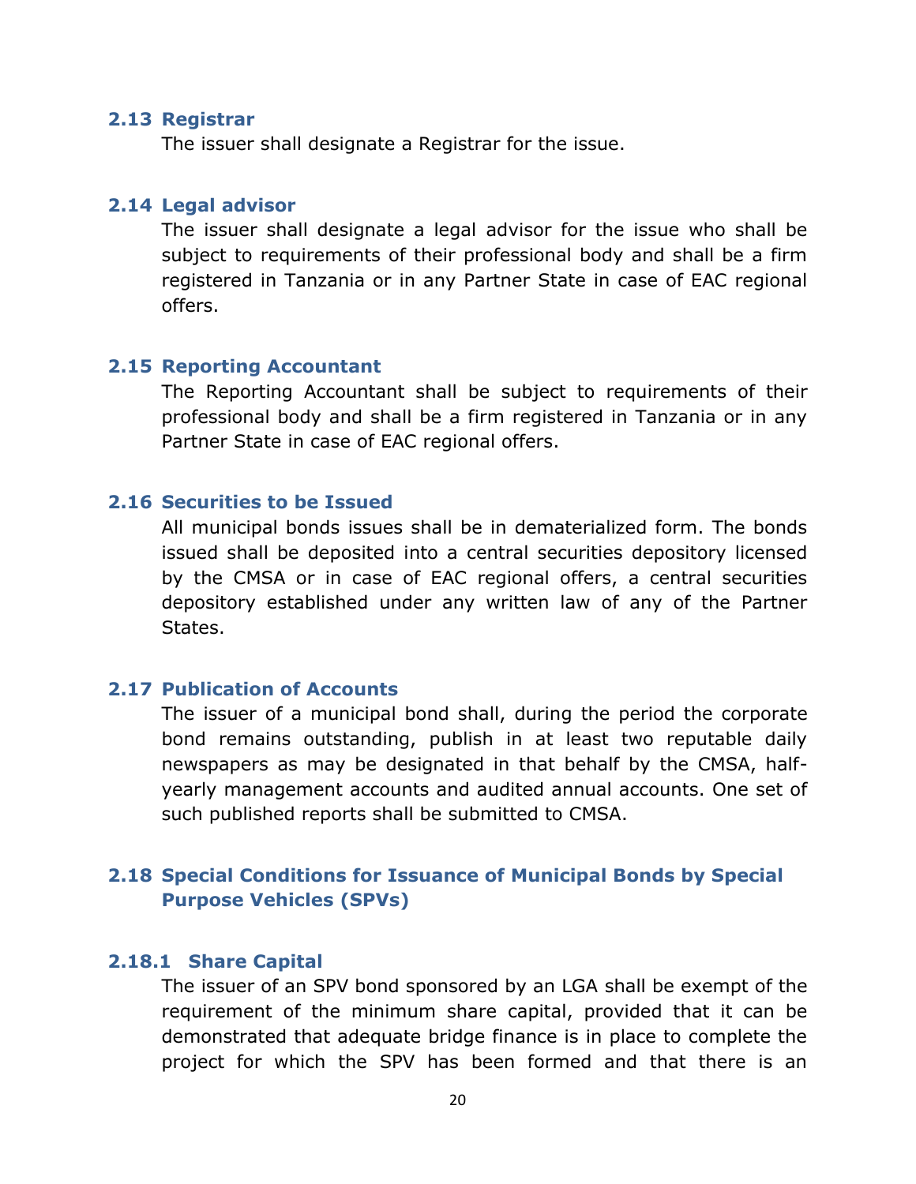## 2.13 Registrar

The issuer shall designate a Registrar for the issue.

## 2.14 Legal advisor

The issuer shall designate a legal advisor for the issue who shall be subject to requirements of their professional body and shall be a firm registered in Tanzania or in any Partner State in case of EAC regional offers.

## 2.15 Reporting Accountant

The Reporting Accountant shall be subject to requirements of their professional body and shall be a firm registered in Tanzania or in any Partner State in case of EAC regional offers.

## 2.16 Securities to be Issued

All municipal bonds issues shall be in dematerialized form. The bonds issued shall be deposited into a central securities depository licensed by the CMSA or in case of EAC regional offers, a central securities depository established under any written law of any of the Partner States.

## 2.17 Publication of Accounts

The issuer of a municipal bond shall, during the period the corporate bond remains outstanding, publish in at least two reputable daily newspapers as may be designated in that behalf by the CMSA, half-yearly management accounts and audited annual accounts. One set of such published reports shall be submitted to CMSA.

## 2.18 Special Conditions for Issuance of Municipal Bonds by Special Purpose Vehicles (SPVs)

### 2.18.1 Share Capital

The issuer of an SPV bond sponsored by an LGA shall be exempt of the requirement of the minimum share capital, provided that it can be demonstrated that adequate bridge finance is in place to complete the project for which the SPV has been formed and that there is an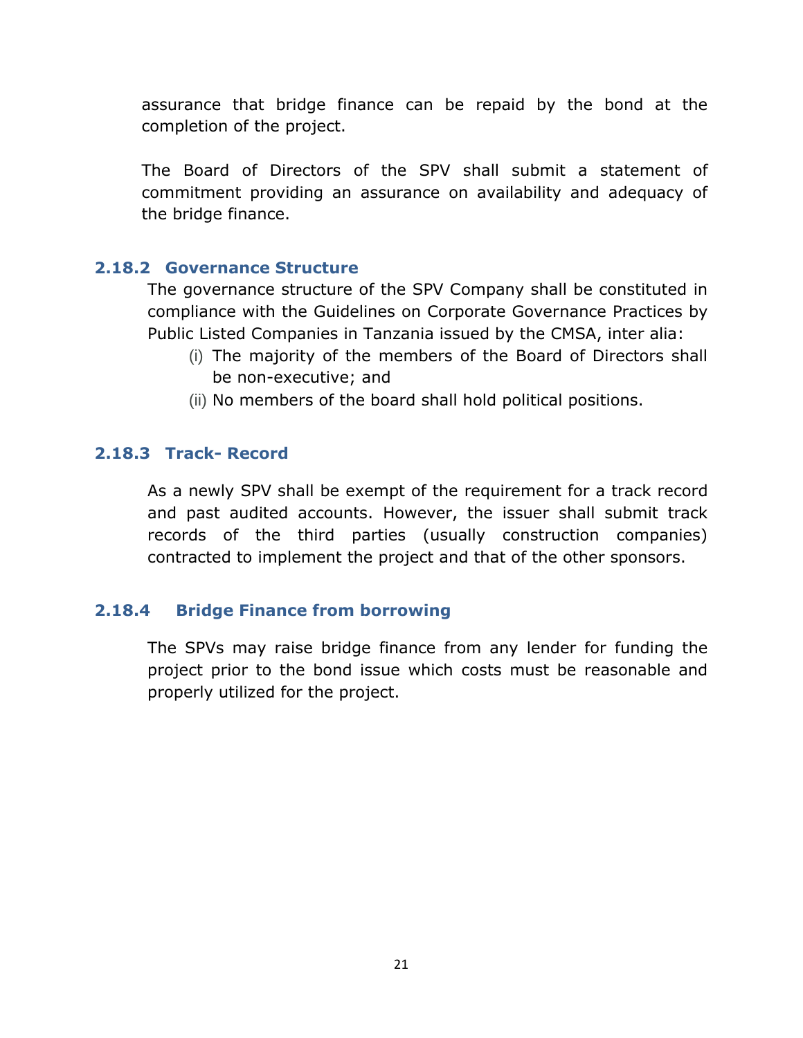assurance that bridge finance can be repaid by the bond at the completion of the project.

The Board of Directors of the SPV shall submit a statement of commitment providing an assurance on availability and adequacy of the bridge finance.

### 2.18.2 Governance Structure

The governance structure of the SPV Company shall be constituted in compliance with the Guidelines on Corporate Governance Practices by Public Listed Companies in Tanzania issued by the CMSA, inter alia:

(i) The majority of the members of the Board of Directors shall be non-executive; and

(ii) No members of the board shall hold political positions.

### 2.18.3 Track- Record

As a newly SPV shall be exempt of the requirement for a track record and past audited accounts. However, the issuer shall submit track records of the third parties (usually construction companies) contracted to implement the project and that of the other sponsors.

### 2.18.4 Bridge Finance from borrowing

The SPVs may raise bridge finance from any lender for funding the project prior to the bond issue which costs must be reasonable and properly utilized for the project.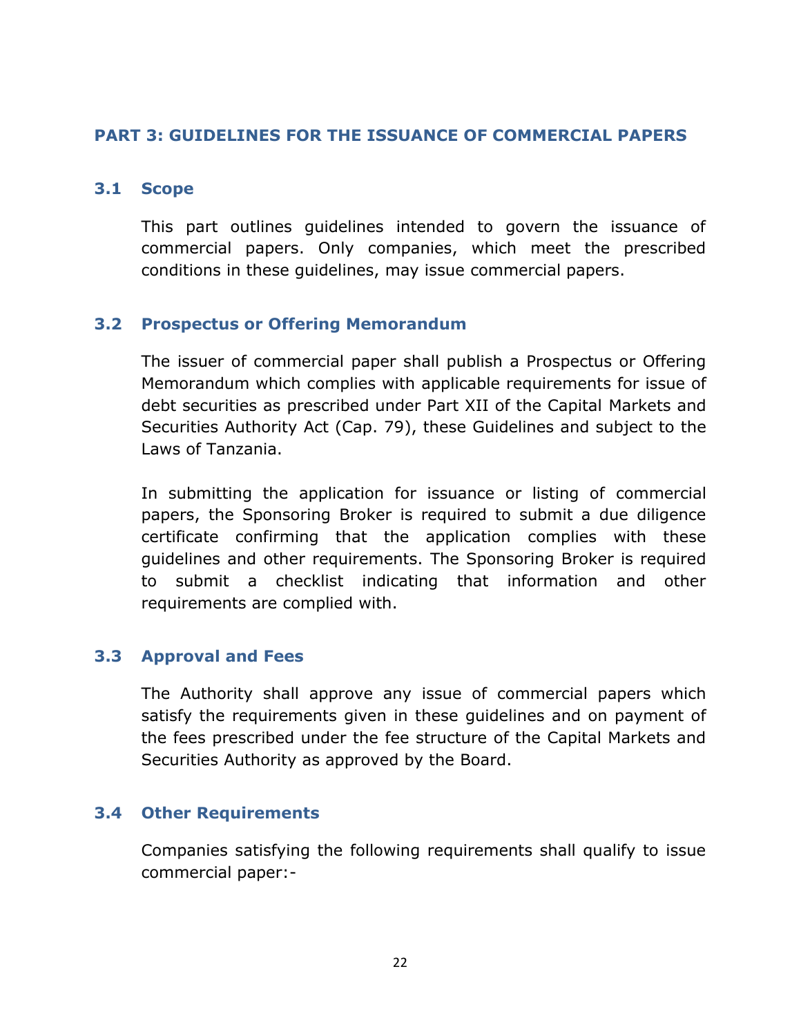## PART 3: GUIDELINES FOR THE ISSUANCE OF COMMERCIAL PAPERS

### 3.1 Scope

This part outlines guidelines intended to govern the issuance of commercial papers. Only companies, which meet the prescribed conditions in these guidelines, may issue commercial papers.

### 3.2 Prospectus or Offering Memorandum

The issuer of commercial paper shall publish a Prospectus or Offering Memorandum which complies with applicable requirements for issue of debt securities as prescribed under Part XII of the Capital Markets and Securities Authority Act (Cap. 79), these Guidelines and subject to the Laws of Tanzania.

In submitting the application for issuance or listing of commercial papers, the Sponsoring Broker is required to submit a due diligence certificate confirming that the application complies with these guidelines and other requirements. The Sponsoring Broker is required to submit a checklist indicating that information and other requirements are complied with.

### 3.3 Approval and Fees

The Authority shall approve any issue of commercial papers which satisfy the requirements given in these guidelines and on payment of the fees prescribed under the fee structure of the Capital Markets and Securities Authority as approved by the Board.

### 3.4 Other Requirements

Companies satisfying the following requirements shall qualify to issue commercial paper:-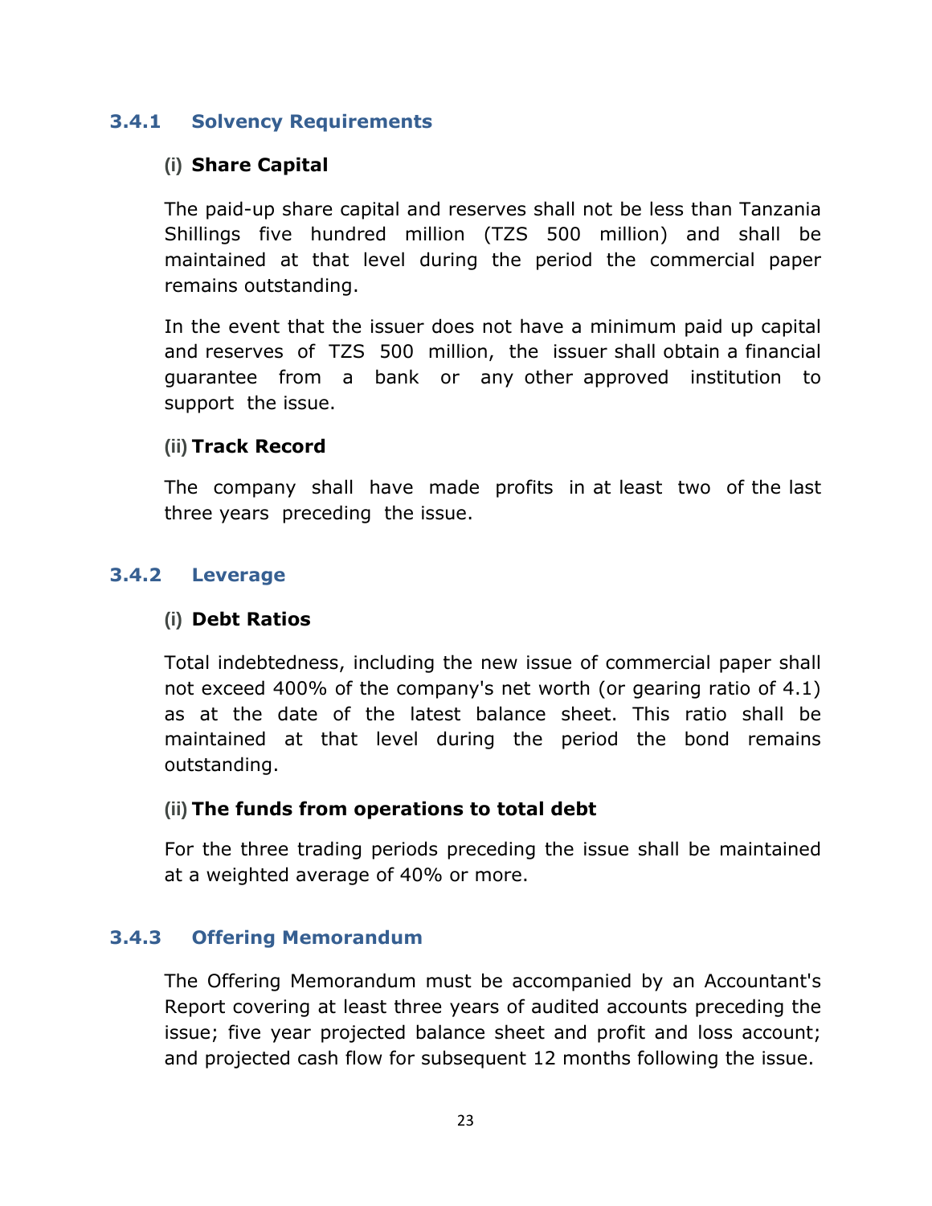### 3.4.1 Solvency Requirements

**(i) Share Capital**

The paid-up share capital and reserves shall not be less than Tanzania Shillings five hundred million (TZS 500 million) and shall be maintained at that level during the period the commercial paper remains outstanding.

In the event that the issuer does not have a minimum paid up capital and reserves of TZS 500 million, the issuer shall obtain a financial guarantee from a bank or any other approved institution to support the issue.

**(ii) Track Record**

The company shall have made profits in at least two of the last three years preceding the issue.

### 3.4.2 Leverage

**(i) Debt Ratios**

Total indebtedness, including the new issue of commercial paper shall not exceed 400% of the company's net worth (or gearing ratio of 4.1) as at the date of the latest balance sheet. This ratio shall be maintained at that level during the period the bond remains outstanding.

**(ii) The funds from operations to total debt**

For the three trading periods preceding the issue shall be maintained at a weighted average of 40% or more.

### 3.4.3 Offering Memorandum

The Offering Memorandum must be accompanied by an Accountant's Report covering at least three years of audited accounts preceding the issue; five year projected balance sheet and profit and loss account; and projected cash flow for subsequent 12 months following the issue.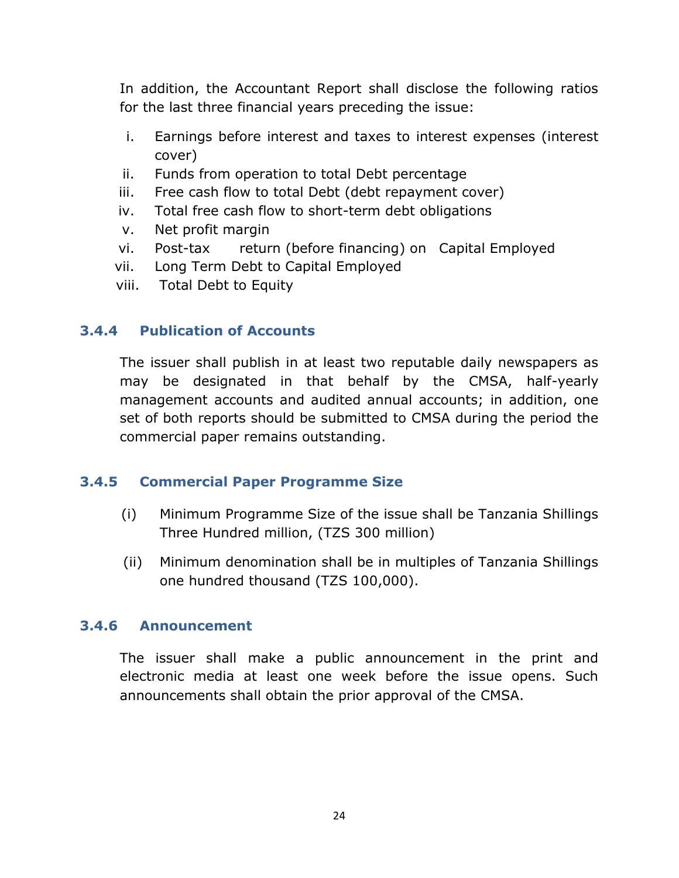In addition, the Accountant Report shall disclose the following ratios for the last three financial years preceding the issue:

i. Earnings before interest and taxes to interest expenses (interest cover)
ii. Funds from operation to total Debt percentage
iii. Free cash flow to total Debt (debt repayment cover)
iv. Total free cash flow to short-term debt obligations
v. Net profit margin
vi. Post-tax return (before financing) on Capital Employed
vii. Long Term Debt to Capital Employed
viii. Total Debt to Equity

### 3.4.4 Publication of Accounts

The issuer shall publish in at least two reputable daily newspapers as may be designated in that behalf by the CMSA, half-yearly management accounts and audited annual accounts; in addition, one set of both reports should be submitted to CMSA during the period the commercial paper remains outstanding.

### 3.4.5 Commercial Paper Programme Size

(i) Minimum Programme Size of the issue shall be Tanzania Shillings Three Hundred million, (TZS 300 million)

(ii) Minimum denomination shall be in multiples of Tanzania Shillings one hundred thousand (TZS 100,000).

### 3.4.6 Announcement

The issuer shall make a public announcement in the print and electronic media at least one week before the issue opens. Such announcements shall obtain the prior approval of the CMSA.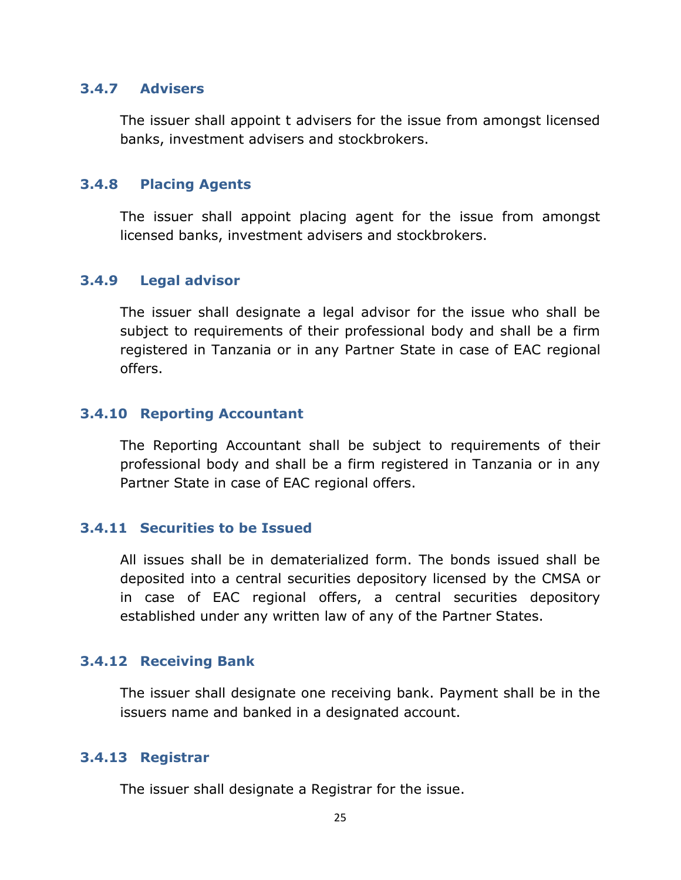### 3.4.7 Advisers

The issuer shall appoint t advisers for the issue from amongst licensed banks, investment advisers and stockbrokers.

### 3.4.8 Placing Agents

The issuer shall appoint placing agent for the issue from amongst licensed banks, investment advisers and stockbrokers.

### 3.4.9 Legal advisor

The issuer shall designate a legal advisor for the issue who shall be subject to requirements of their professional body and shall be a firm registered in Tanzania or in any Partner State in case of EAC regional offers.

### 3.4.10 Reporting Accountant

The Reporting Accountant shall be subject to requirements of their professional body and shall be a firm registered in Tanzania or in any Partner State in case of EAC regional offers.

### 3.4.11 Securities to be Issued

All issues shall be in dematerialized form. The bonds issued shall be deposited into a central securities depository licensed by the CMSA or in case of EAC regional offers, a central securities depository established under any written law of any of the Partner States.

### 3.4.12 Receiving Bank

The issuer shall designate one receiving bank. Payment shall be in the issuers name and banked in a designated account.

### 3.4.13 Registrar

The issuer shall designate a Registrar for the issue.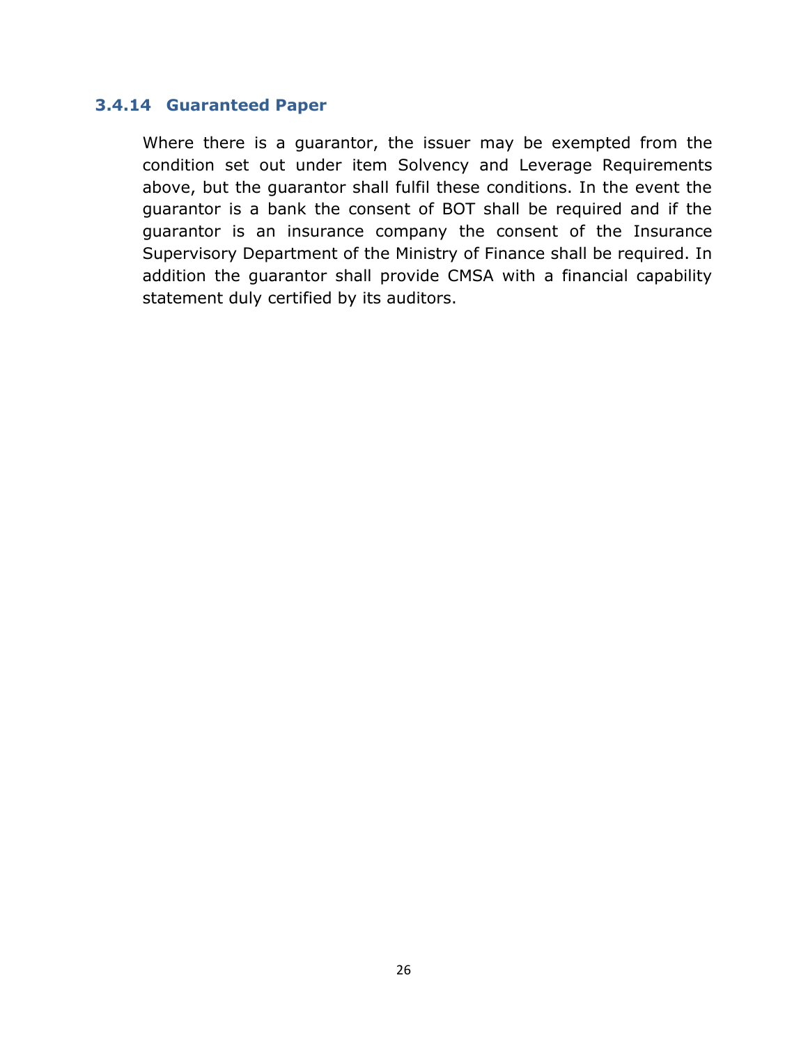### 3.4.14 Guaranteed Paper

Where there is a guarantor, the issuer may be exempted from the condition set out under item Solvency and Leverage Requirements above, but the guarantor shall fulfil these conditions. In the event the guarantor is a bank the consent of BOT shall be required and if the guarantor is an insurance company the consent of the Insurance Supervisory Department of the Ministry of Finance shall be required. In addition the guarantor shall provide CMSA with a financial capability statement duly certified by its auditors.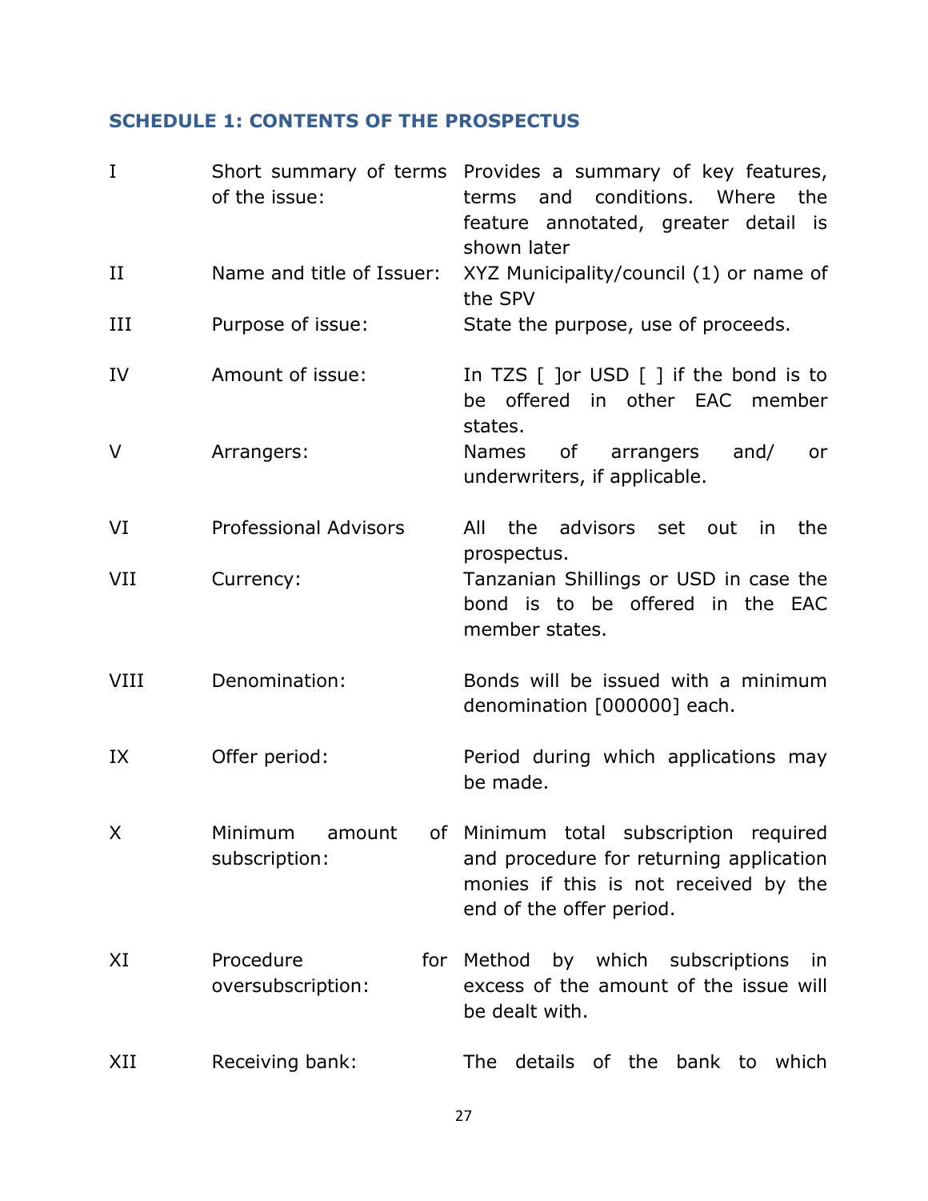## SCHEDULE 1: CONTENTS OF THE PROSPECTUS

| | | |
|---|---|---|
| I | Short summary of terms of the issue: | Provides a summary of key features, terms and conditions. Where the feature annotated, greater detail is shown later |
| II | Name and title of Issuer: | XYZ Municipality/council (1) or name of the SPV |
| III | Purpose of issue: | State the purpose, use of proceeds. |
| IV | Amount of issue: | In TZS [ ]or USD [ ] if the bond is to be offered in other EAC member states. |
| V | Arrangers: | Names of arrangers and/ or underwriters, if applicable. |
| VI | Professional Advisors | All the advisors set out in the prospectus. |
| VII | Currency: | Tanzanian Shillings or USD in case the bond is to be offered in the EAC member states. |
| VIII | Denomination: | Bonds will be issued with a minimum denomination [000000] each. |
| IX | Offer period: | Period during which applications may be made. |
| X | Minimum amount of subscription: | Minimum total subscription required and procedure for returning application monies if this is not received by the end of the offer period. |
| XI | Procedure for oversubscription: | Method by which subscriptions in excess of the amount of the issue will be dealt with. |
| XII | Receiving bank: | The details of the bank to which |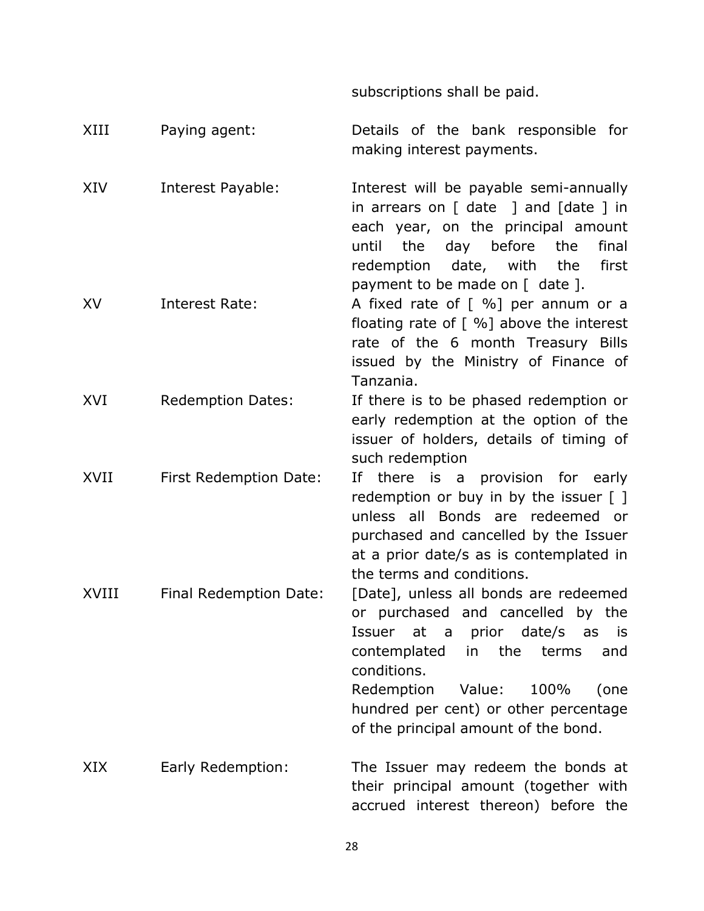| | | subscriptions shall be paid. |
|---|---|---|
| XIII | Paying agent: | Details of the bank responsible for making interest payments. |
| XIV | Interest Payable: | Interest will be payable semi-annually in arrears on [ date ] and [date ] in each year, on the principal amount until the day before the final redemption date, with the first payment to be made on [ date ]. |
| XV | Interest Rate: | A fixed rate of [ %] per annum or a floating rate of [ %] above the interest rate of the 6 month Treasury Bills issued by the Ministry of Finance of Tanzania. |
| XVI | Redemption Dates: | If there is to be phased redemption or early redemption at the option of the issuer of holders, details of timing of such redemption |
| XVII | First Redemption Date: | If there is a provision for early redemption or buy in by the issuer [ ] unless all Bonds are redeemed or purchased and cancelled by the Issuer at a prior date/s as is contemplated in the terms and conditions. |
| XVIII | Final Redemption Date: | [Date], unless all bonds are redeemed or purchased and cancelled by the Issuer at a prior date/s as is contemplated in the terms and conditions.<br>Redemption Value: 100% (one hundred per cent) or other percentage of the principal amount of the bond. |
| XIX | Early Redemption: | The Issuer may redeem the bonds at their principal amount (together with accrued interest thereon) before the |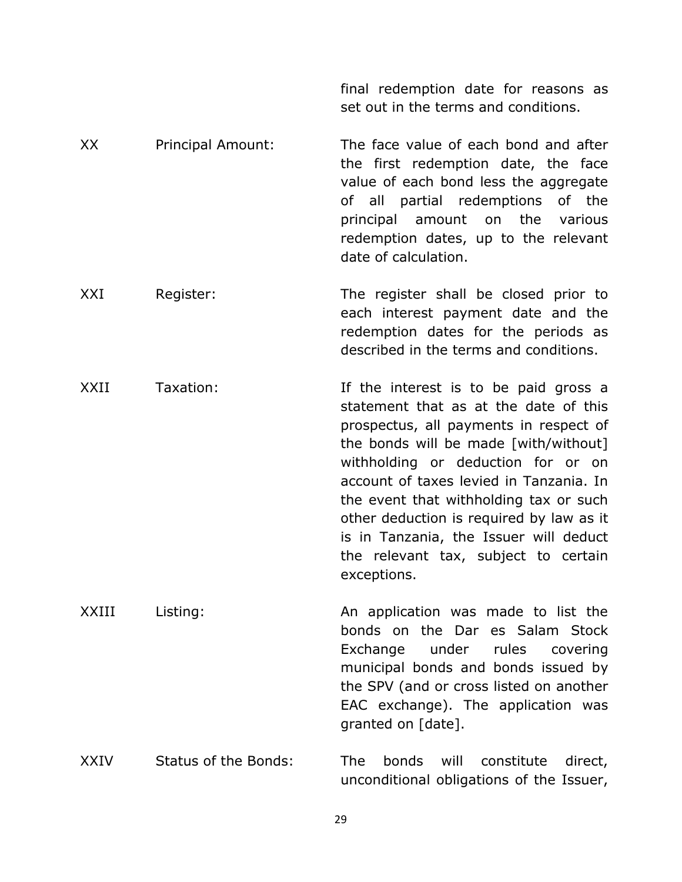| | | final redemption date for reasons as set out in the terms and conditions. |
|---|---|---|
| XX | Principal Amount: | The face value of each bond and after the first redemption date, the face value of each bond less the aggregate of all partial redemptions of the principal amount on the various redemption dates, up to the relevant date of calculation. |
| XXI | Register: | The register shall be closed prior to each interest payment date and the redemption dates for the periods as described in the terms and conditions. |
| XXII | Taxation: | If the interest is to be paid gross a statement that as at the date of this prospectus, all payments in respect of the bonds will be made [with/without] withholding or deduction for or on account of taxes levied in Tanzania. In the event that withholding tax or such other deduction is required by law as it is in Tanzania, the Issuer will deduct the relevant tax, subject to certain exceptions. |
| XXIII | Listing: | An application was made to list the bonds on the Dar es Salam Stock Exchange under rules covering municipal bonds and bonds issued by the SPV (and or cross listed on another EAC exchange). The application was granted on [date]. |
| XXIV | Status of the Bonds: | The bonds will constitute direct, unconditional obligations of the Issuer, |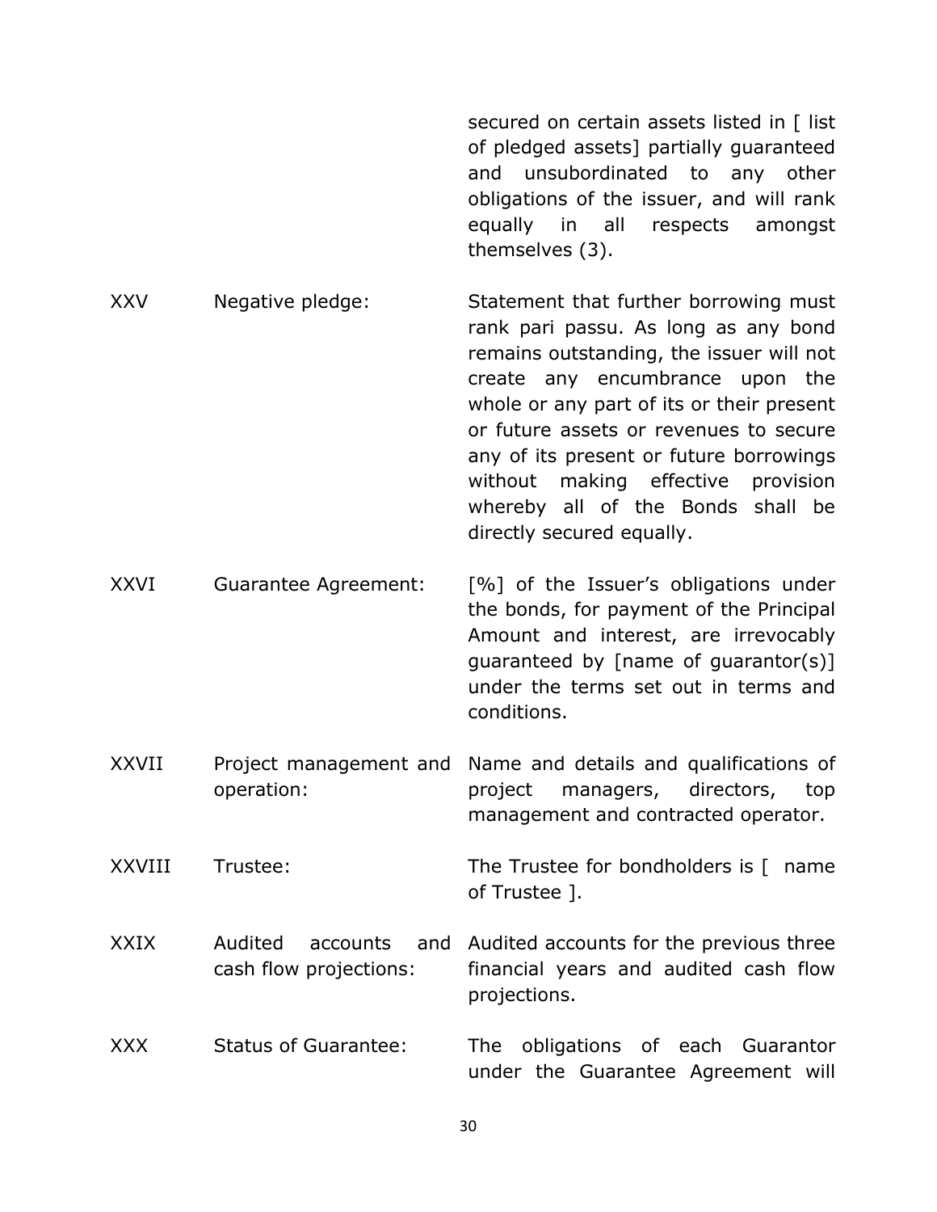| | | |
|---|---|---|
| | | secured on certain assets listed in [ list of pledged assets] partially guaranteed and unsubordinated to any other obligations of the issuer, and will rank equally in all respects amongst themselves (3). |
| XXV | Negative pledge: | Statement that further borrowing must rank pari passu. As long as any bond remains outstanding, the issuer will not create any encumbrance upon the whole or any part of its or their present or future assets or revenues to secure any of its present or future borrowings without making effective provision whereby all of the Bonds shall be directly secured equally. |
| XXVI | Guarantee Agreement: | [%] of the Issuer's obligations under the bonds, for payment of the Principal Amount and interest, are irrevocably guaranteed by [name of guarantor(s)] under the terms set out in terms and conditions. |
| XXVII | Project management and operation: | Name and details and qualifications of project managers, directors, top management and contracted operator. |
| XXVIII | Trustee: | The Trustee for bondholders is [ name of Trustee ]. |
| XXIX | Audited accounts and cash flow projections: | Audited accounts for the previous three financial years and audited cash flow projections. |
| XXX | Status of Guarantee: | The obligations of each Guarantor under the Guarantee Agreement will |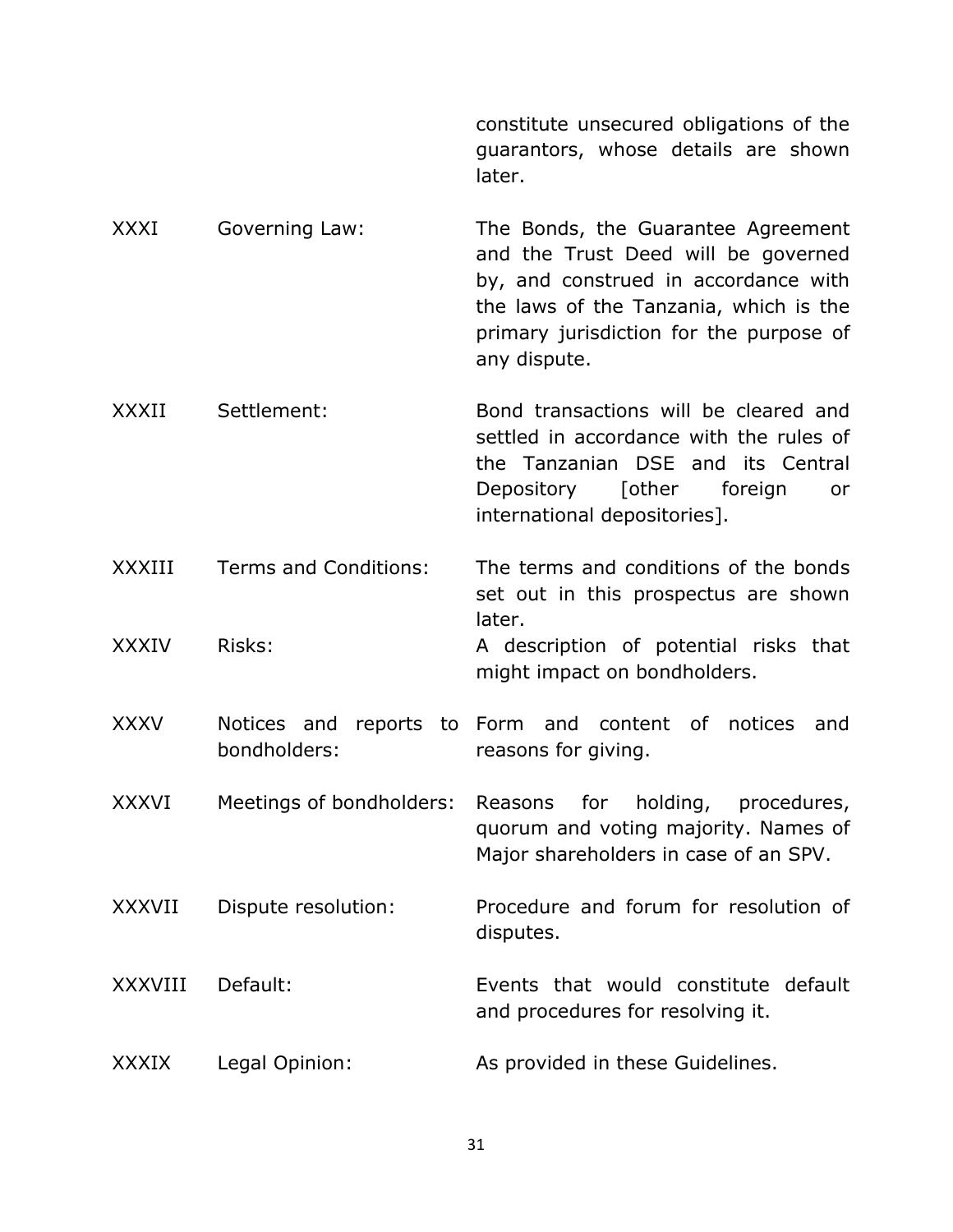| | | |
|---|---|---|
| | | constitute unsecured obligations of the guarantors, whose details are shown later. |
| XXXI | Governing Law: | The Bonds, the Guarantee Agreement and the Trust Deed will be governed by, and construed in accordance with the laws of the Tanzania, which is the primary jurisdiction for the purpose of any dispute. |
| XXXII | Settlement: | Bond transactions will be cleared and settled in accordance with the rules of the Tanzanian DSE and its Central Depository [other foreign or international depositories]. |
| XXXIII | Terms and Conditions: | The terms and conditions of the bonds set out in this prospectus are shown later. |
| XXXIV | Risks: | A description of potential risks that might impact on bondholders. |
| XXXV | Notices and reports to bondholders: | Form and content of notices and reasons for giving. |
| XXXVI | Meetings of bondholders: | Reasons for holding, procedures, quorum and voting majority. Names of Major shareholders in case of an SPV. |
| XXXVII | Dispute resolution: | Procedure and forum for resolution of disputes. |
| XXXVIII | Default: | Events that would constitute default and procedures for resolving it. |
| XXXIX | Legal Opinion: | As provided in these Guidelines. |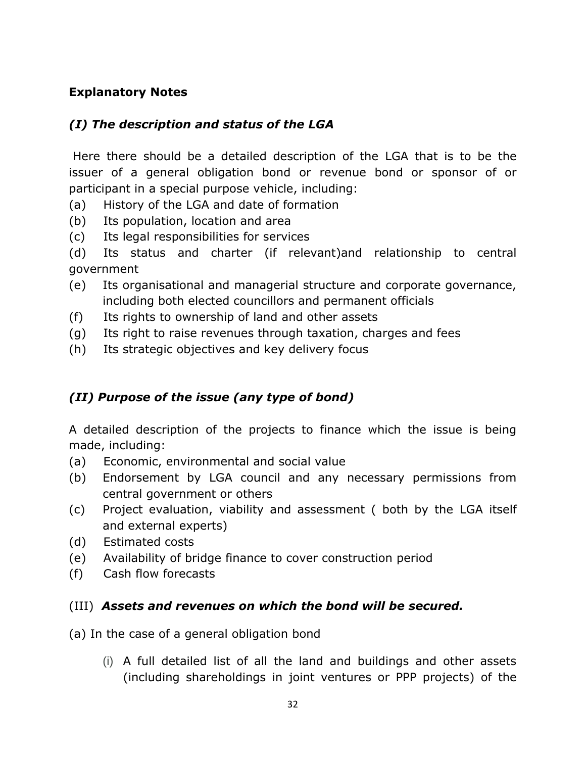**Explanatory Notes**

***(I) The description and status of the LGA***

Here there should be a detailed description of the LGA that is to be the issuer of a general obligation bond or revenue bond or sponsor of or participant in a special purpose vehicle, including:

(a) History of the LGA and date of formation
(b) Its population, location and area
(c) Its legal responsibilities for services
(d) Its status and charter (if relevant)and relationship to central government
(e) Its organisational and managerial structure and corporate governance, including both elected councillors and permanent officials
(f) Its rights to ownership of land and other assets
(g) Its right to raise revenues through taxation, charges and fees
(h) Its strategic objectives and key delivery focus

***(II) Purpose of the issue (any type of bond)***

A detailed description of the projects to finance which the issue is being made, including:

(a) Economic, environmental and social value
(b) Endorsement by LGA council and any necessary permissions from central government or others
(c) Project evaluation, viability and assessment ( both by the LGA itself and external experts)
(d) Estimated costs
(e) Availability of bridge finance to cover construction period
(f) Cash flow forecasts

(III) ***Assets and revenues on which the bond will be secured.***

(a) In the case of a general obligation bond

(i) A full detailed list of all the land and buildings and other assets (including shareholdings in joint ventures or PPP projects) of the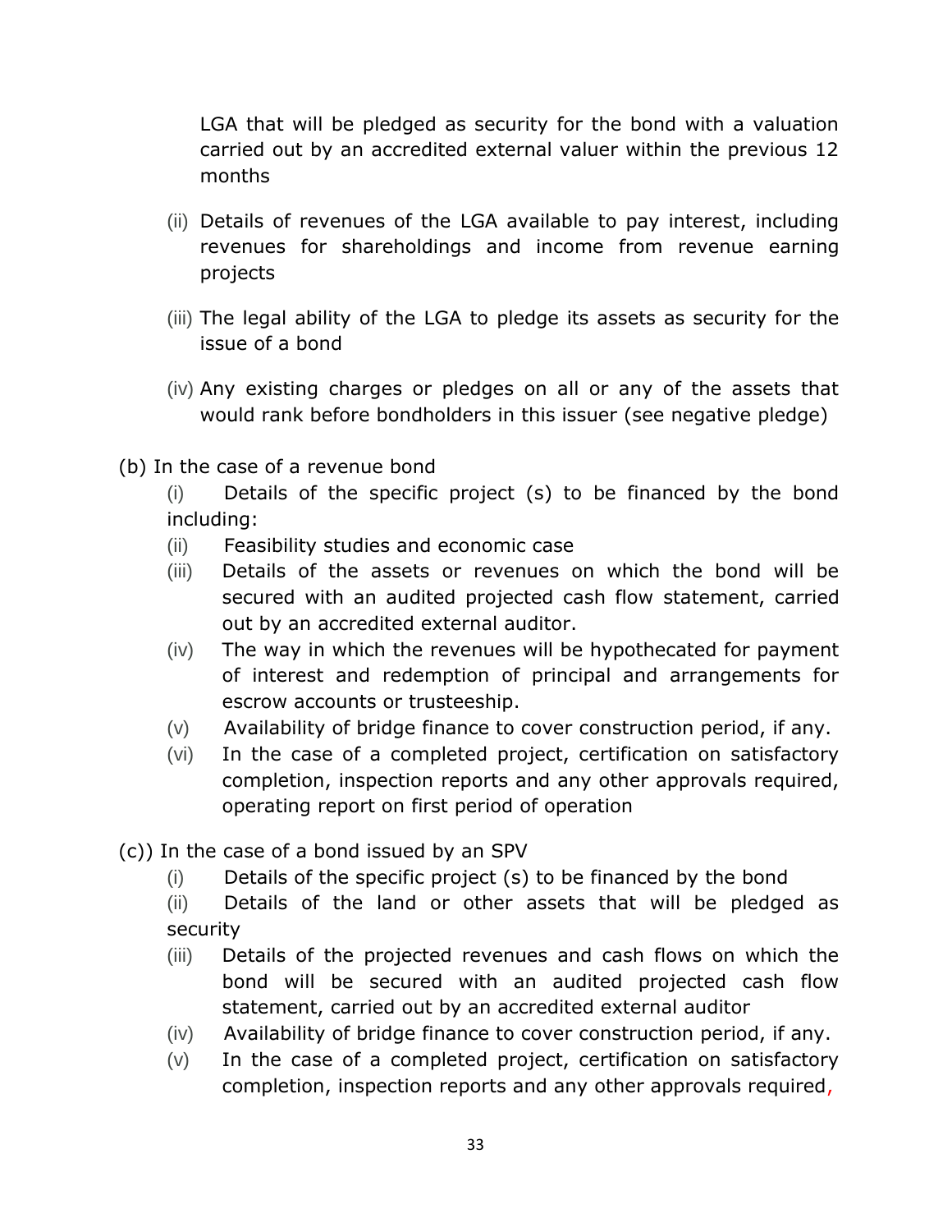LGA that will be pledged as security for the bond with a valuation carried out by an accredited external valuer within the previous 12 months

(ii) Details of revenues of the LGA available to pay interest, including revenues for shareholdings and income from revenue earning projects

(iii) The legal ability of the LGA to pledge its assets as security for the issue of a bond

(iv) Any existing charges or pledges on all or any of the assets that would rank before bondholders in this issuer (see negative pledge)

(b) In the case of a revenue bond

(i) Details of the specific project (s) to be financed by the bond including:

(ii) Feasibility studies and economic case

(iii) Details of the assets or revenues on which the bond will be secured with an audited projected cash flow statement, carried out by an accredited external auditor.

(iv) The way in which the revenues will be hypothecated for payment of interest and redemption of principal and arrangements for escrow accounts or trusteeship.

(v) Availability of bridge finance to cover construction period, if any.

(vi) In the case of a completed project, certification on satisfactory completion, inspection reports and any other approvals required, operating report on first period of operation

(c)) In the case of a bond issued by an SPV

(i) Details of the specific project (s) to be financed by the bond

(ii) Details of the land or other assets that will be pledged as security

(iii) Details of the projected revenues and cash flows on which the bond will be secured with an audited projected cash flow statement, carried out by an accredited external auditor

(iv) Availability of bridge finance to cover construction period, if any.

(v) In the case of a completed project, certification on satisfactory completion, inspection reports and any other approvals required,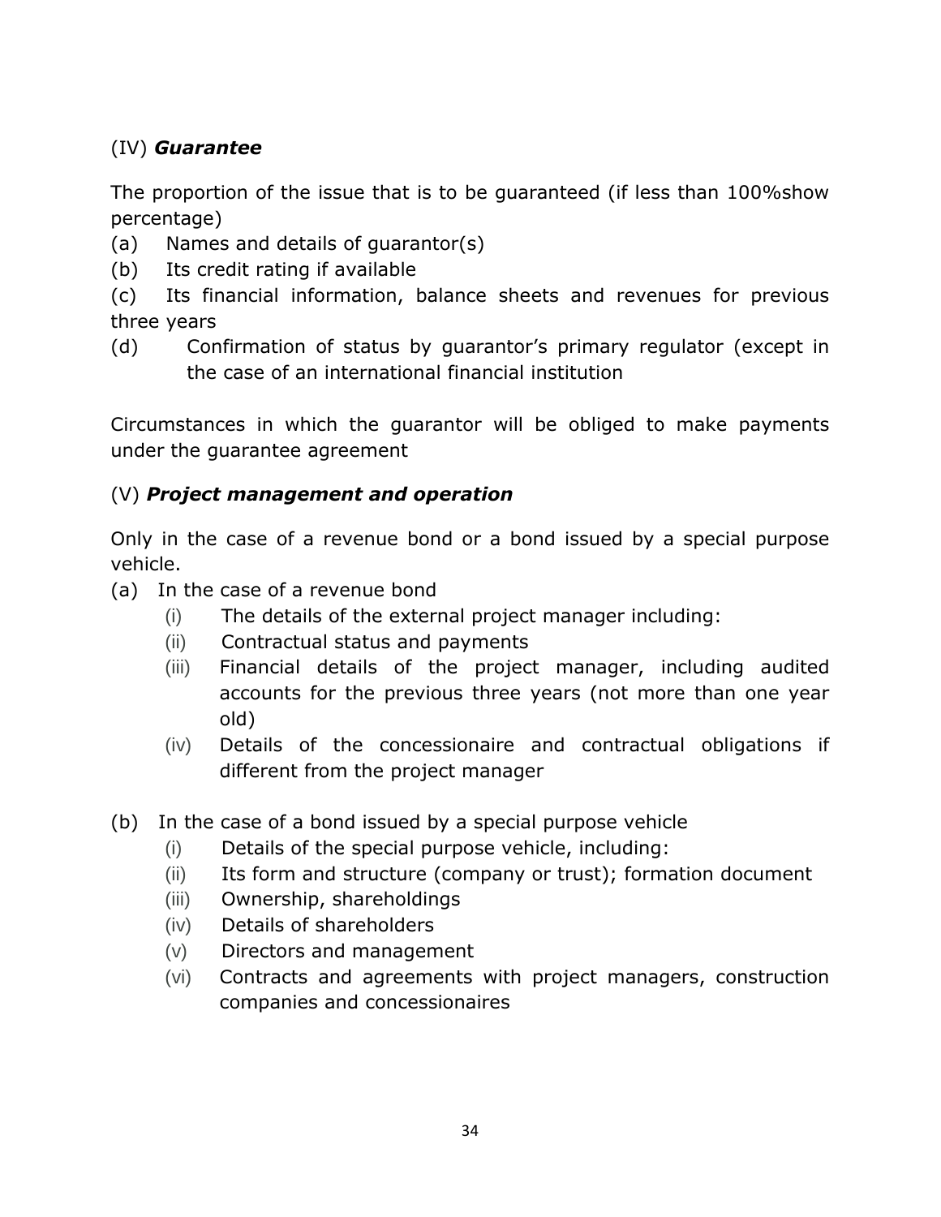(IV) ***Guarantee***

The proportion of the issue that is to be guaranteed (if less than 100%show percentage)

(a) Names and details of guarantor(s)

(b) Its credit rating if available

(c) Its financial information, balance sheets and revenues for previous three years

(d) Confirmation of status by guarantor's primary regulator (except in the case of an international financial institution

Circumstances in which the guarantor will be obliged to make payments under the guarantee agreement

(V) ***Project management and operation***

Only in the case of a revenue bond or a bond issued by a special purpose vehicle.

(a) In the case of a revenue bond
   - (i) The details of the external project manager including:
   - (ii) Contractual status and payments
   - (iii) Financial details of the project manager, including audited accounts for the previous three years (not more than one year old)
   - (iv) Details of the concessionaire and contractual obligations if different from the project manager

(b) In the case of a bond issued by a special purpose vehicle
   - (i) Details of the special purpose vehicle, including:
   - (ii) Its form and structure (company or trust); formation document
   - (iii) Ownership, shareholdings
   - (iv) Details of shareholders
   - (v) Directors and management
   - (vi) Contracts and agreements with project managers, construction companies and concessionaires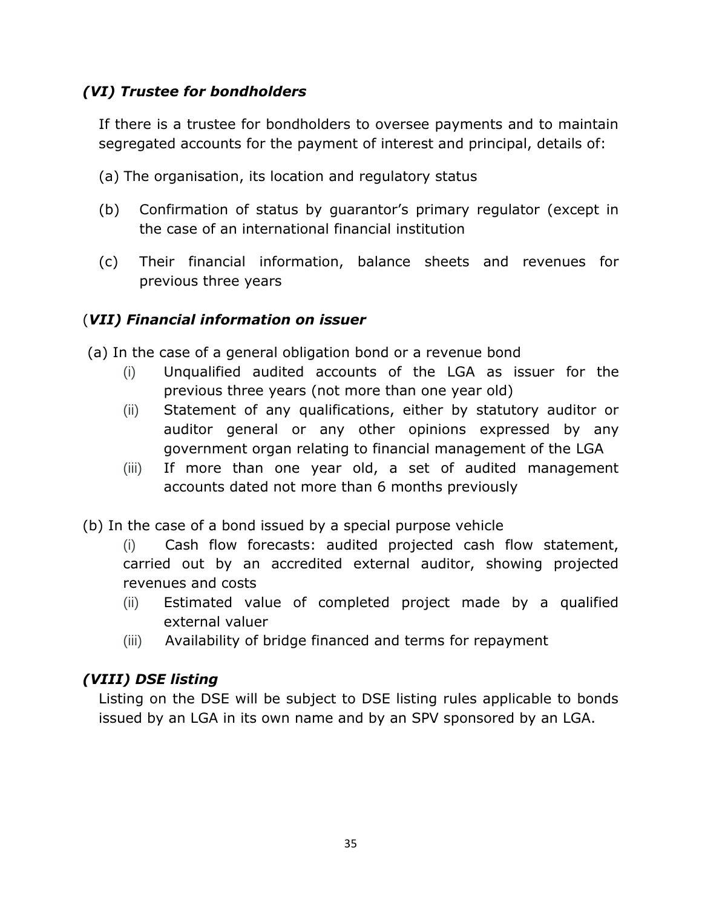### *(VI) Trustee for bondholders*

If there is a trustee for bondholders to oversee payments and to maintain segregated accounts for the payment of interest and principal, details of:

(a) The organisation, its location and regulatory status

(b) Confirmation of status by guarantor's primary regulator (except in the case of an international financial institution

(c) Their financial information, balance sheets and revenues for previous three years

### (*VII) Financial information on issuer*

(a) In the case of a general obligation bond or a revenue bond

- (i) Unqualified audited accounts of the LGA as issuer for the previous three years (not more than one year old)
- (ii) Statement of any qualifications, either by statutory auditor or auditor general or any other opinions expressed by any government organ relating to financial management of the LGA
- (iii) If more than one year old, a set of audited management accounts dated not more than 6 months previously

(b) In the case of a bond issued by a special purpose vehicle

- (i) Cash flow forecasts: audited projected cash flow statement, carried out by an accredited external auditor, showing projected revenues and costs
- (ii) Estimated value of completed project made by a qualified external valuer
- (iii) Availability of bridge financed and terms for repayment

### *(VIII) DSE listing*

Listing on the DSE will be subject to DSE listing rules applicable to bonds issued by an LGA in its own name and by an SPV sponsored by an LGA.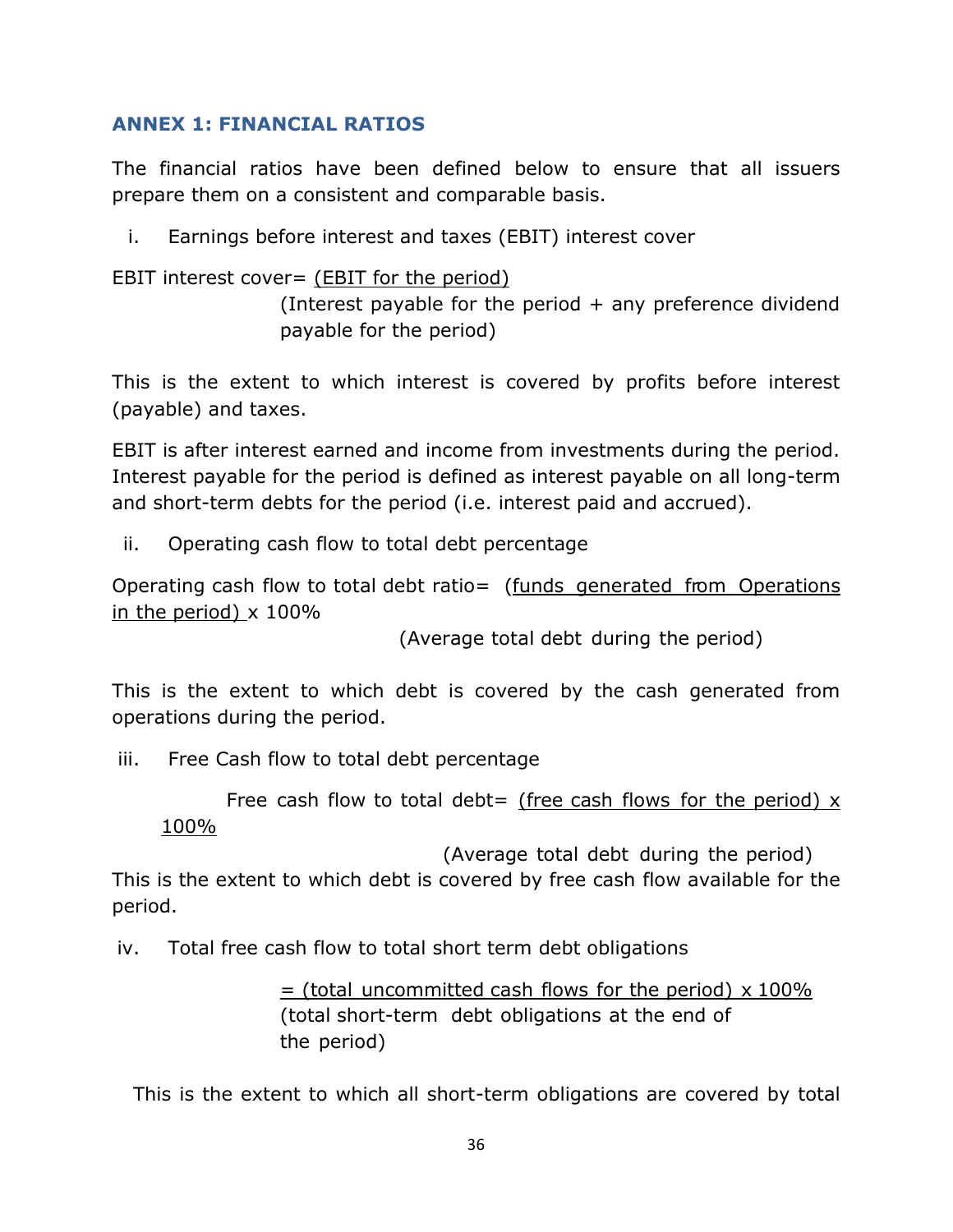## ANNEX 1: FINANCIAL RATIOS

The financial ratios have been defined below to ensure that all issuers prepare them on a consistent and comparable basis.

i. Earnings before interest and taxes (EBIT) interest cover

$$\text{EBIT interest cover} = \frac{\text{(EBIT for the period)}}{\text{(Interest payable for the period + any preference dividend payable for the period)}}$$

This is the extent to which interest is covered by profits before interest (payable) and taxes.

EBIT is after interest earned and income from investments during the period. Interest payable for the period is defined as interest payable on all long-term and short-term debts for the period (i.e. interest paid and accrued).

ii. Operating cash flow to total debt percentage

$$\text{Operating cash flow to total debt ratio} = \frac{\text{(funds generated from Operations in the period)} \times 100\%}{\text{(Average total debt during the period)}}$$

This is the extent to which debt is covered by the cash generated from operations during the period.

iii. Free Cash flow to total debt percentage

$$\text{Free cash flow to total debt} = \frac{\text{(free cash flows for the period)} \times 100\%}{\text{(Average total debt during the period)}}$$

This is the extent to which debt is covered by free cash flow available for the period.

iv. Total free cash flow to total short term debt obligations

$$= \frac{\text{(total uncommitted cash flows for the period)} \times 100\%}{\text{(total short-term debt obligations at the end of the period)}}$$

This is the extent to which all short-term obligations are covered by total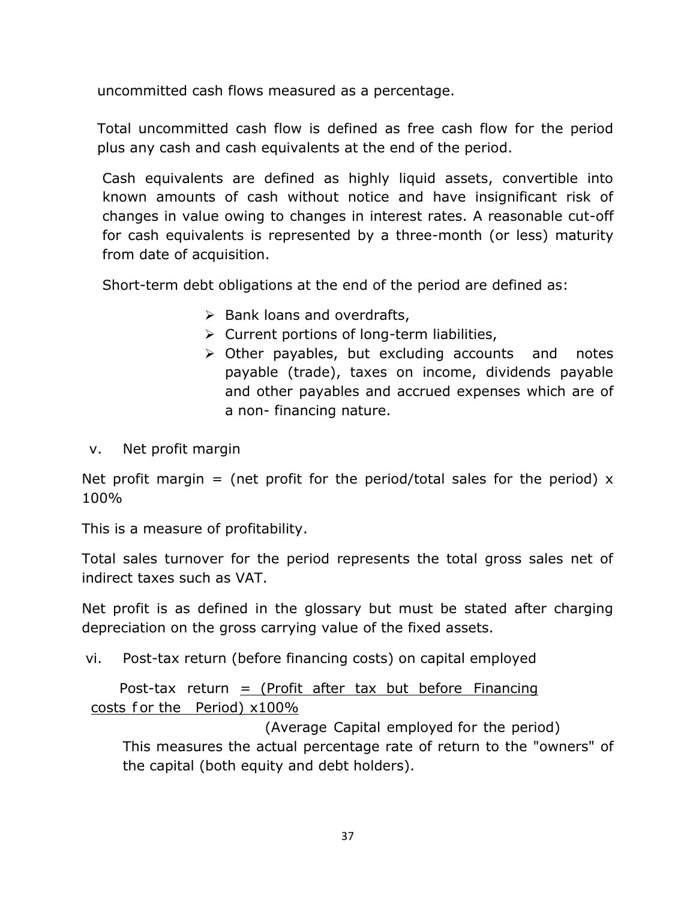uncommitted cash flows measured as a percentage.

Total uncommitted cash flow is defined as free cash flow for the period plus any cash and cash equivalents at the end of the period.

Cash equivalents are defined as highly liquid assets, convertible into known amounts of cash without notice and have insignificant risk of changes in value owing to changes in interest rates. A reasonable cut-off for cash equivalents is represented by a three-month (or less) maturity from date of acquisition.

Short-term debt obligations at the end of the period are defined as:

- Bank loans and overdrafts,
- Current portions of long-term liabilities,
- Other payables, but excluding accounts and notes payable (trade), taxes on income, dividends payable and other payables and accrued expenses which are of a non- financing nature.

v. Net profit margin

Net profit margin = (net profit for the period/total sales for the period) x 100%

This is a measure of profitability.

Total sales turnover for the period represents the total gross sales net of indirect taxes such as VAT.

Net profit is as defined in the glossary but must be stated after charging depreciation on the gross carrying value of the fixed assets.

vi. Post-tax return (before financing costs) on capital employed

$$\text{Post-tax return} = \frac{(\text{Profit after tax but before Financing costs for the Period}) \times 100\%}{(\text{Average Capital employed for the period})}$$

This measures the actual percentage rate of return to the "owners" of the capital (both equity and debt holders).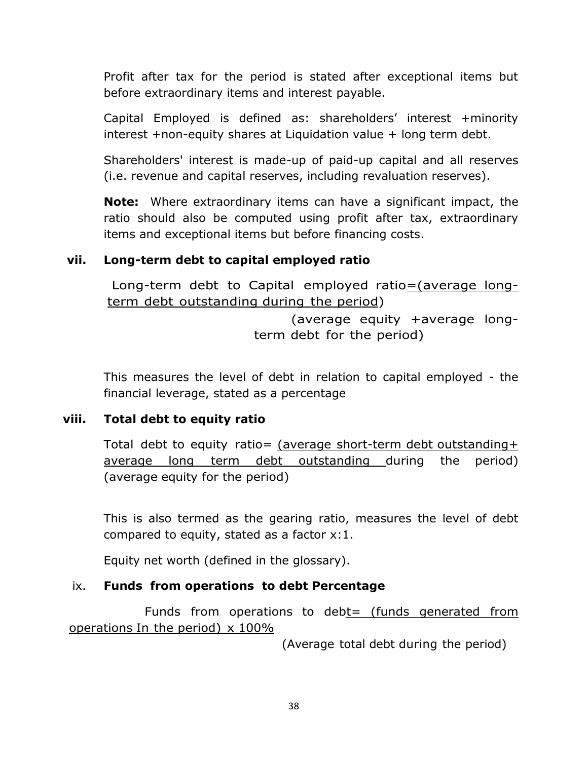Profit after tax for the period is stated after exceptional items but before extraordinary items and interest payable.

Capital Employed is defined as: shareholders' interest +minority interest +non-equity shares at Liquidation value + long term debt.

Shareholders' interest is made-up of paid-up capital and all reserves (i.e. revenue and capital reserves, including revaluation reserves).

**Note:** Where extraordinary items can have a significant impact, the ratio should also be computed using profit after tax, extraordinary items and exceptional items but before financing costs.

### vii. Long-term debt to capital employed ratio

$$\text{Long-term debt to Capital employed ratio} = \frac{\text{(average long-term debt outstanding during the period)}}{\text{(average equity + average long-term debt for the period)}}$$

This measures the level of debt in relation to capital employed - the financial leverage, stated as a percentage

### viii. Total debt to equity ratio

$$\text{Total debt to equity ratio} = \frac{\text{(average short-term debt outstanding + average long term debt outstanding during the period)}}{\text{(average equity for the period)}}$$

This is also termed as the gearing ratio, measures the level of debt compared to equity, stated as a factor x:1.

Equity net worth (defined in the glossary).

### ix. Funds from operations to debt Percentage

$$\text{Funds from operations to debt} = \frac{\text{(funds generated from operations In the period)} \times 100\%}{\text{(Average total debt during the period)}}$$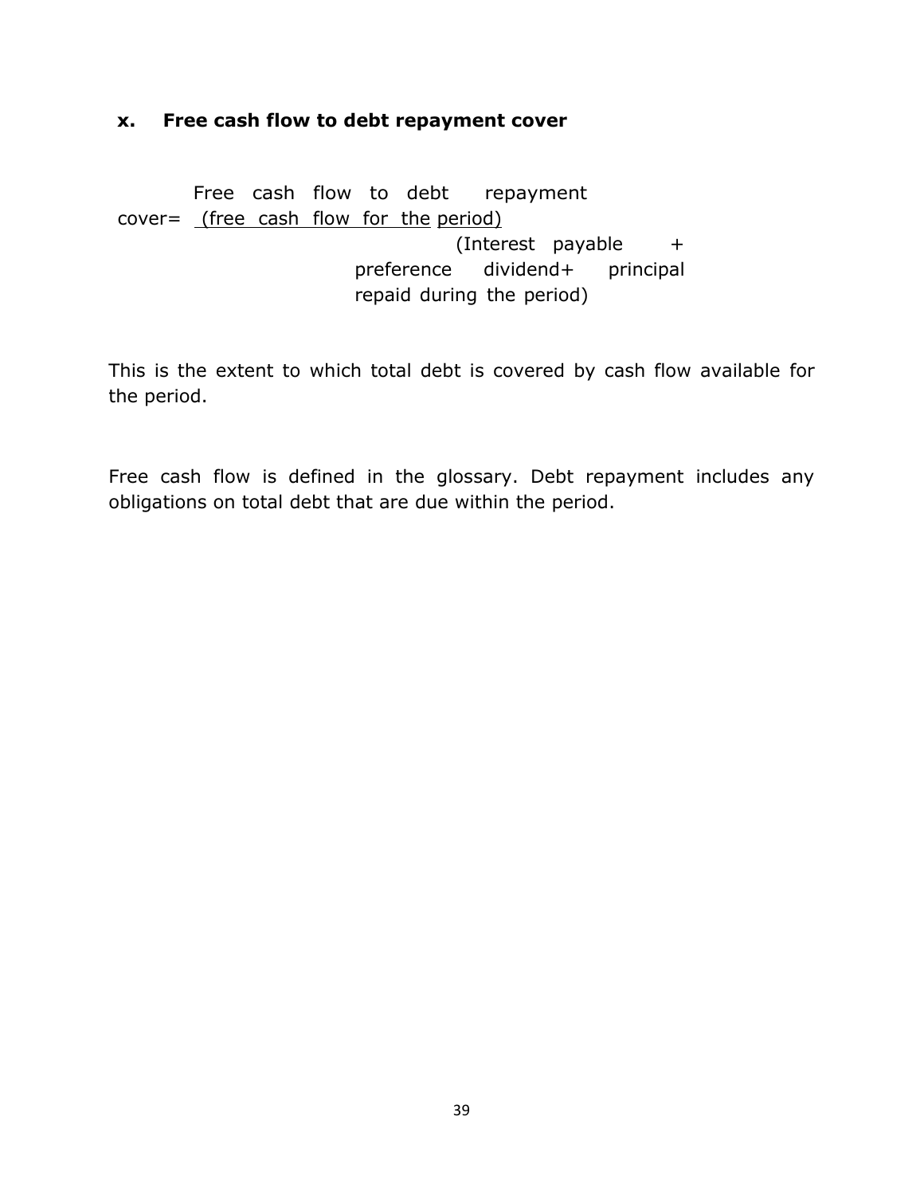**x. Free cash flow to debt repayment cover**

$$\text{Free cash flow to debt repayment cover} = \frac{\text{(free cash flow for the period)}}{\text{(Interest payable + preference dividend + principal repaid during the period)}}$$

This is the extent to which total debt is covered by cash flow available for the period.

Free cash flow is defined in the glossary. Debt repayment includes any obligations on total debt that are due within the period.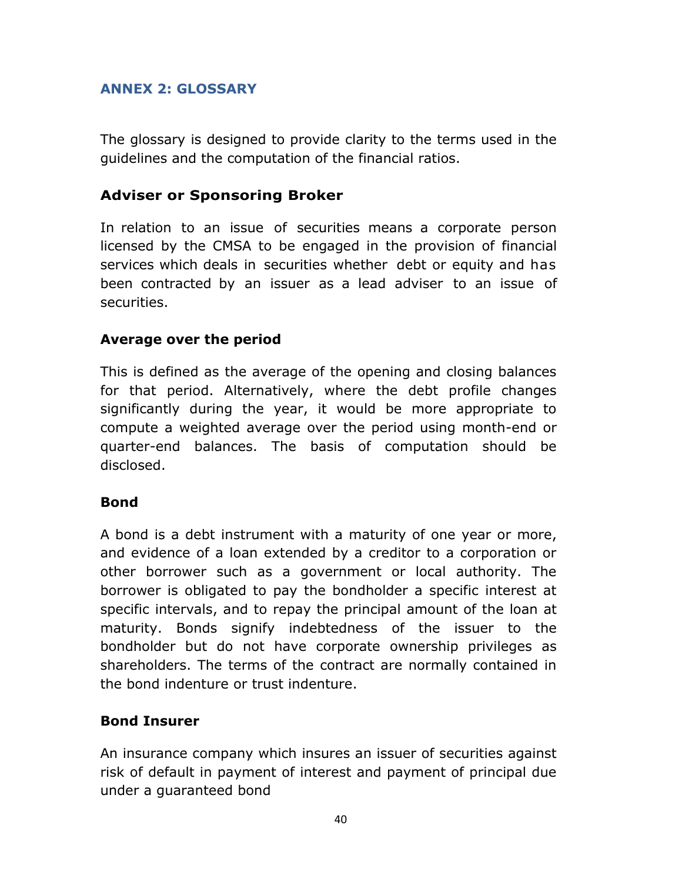## ANNEX 2: GLOSSARY

The glossary is designed to provide clarity to the terms used in the guidelines and the computation of the financial ratios.

### Adviser or Sponsoring Broker

In relation to an issue of securities means a corporate person licensed by the CMSA to be engaged in the provision of financial services which deals in securities whether debt or equity and has been contracted by an issuer as a lead adviser to an issue of securities.

### Average over the period

This is defined as the average of the opening and closing balances for that period. Alternatively, where the debt profile changes significantly during the year, it would be more appropriate to compute a weighted average over the period using month-end or quarter-end balances. The basis of computation should be disclosed.

### Bond

A bond is a debt instrument with a maturity of one year or more, and evidence of a loan extended by a creditor to a corporation or other borrower such as a government or local authority. The borrower is obligated to pay the bondholder a specific interest at specific intervals, and to repay the principal amount of the loan at maturity. Bonds signify indebtedness of the issuer to the bondholder but do not have corporate ownership privileges as shareholders. The terms of the contract are normally contained in the bond indenture or trust indenture.

### Bond Insurer

An insurance company which insures an issuer of securities against risk of default in payment of interest and payment of principal due under a guaranteed bond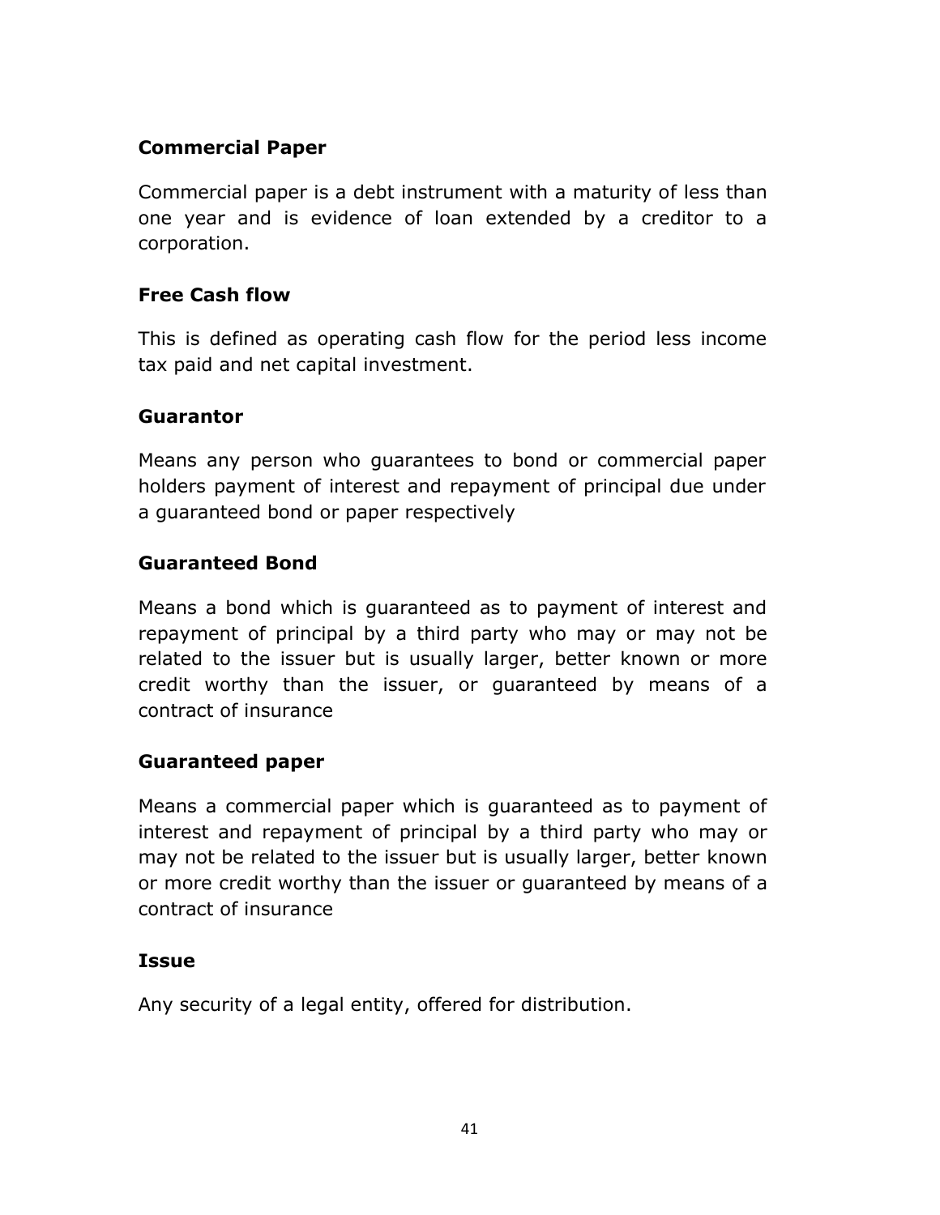### Commercial Paper

Commercial paper is a debt instrument with a maturity of less than one year and is evidence of loan extended by a creditor to a corporation.

### Free Cash flow

This is defined as operating cash flow for the period less income tax paid and net capital investment.

### Guarantor

Means any person who guarantees to bond or commercial paper holders payment of interest and repayment of principal due under a guaranteed bond or paper respectively

### Guaranteed Bond

Means a bond which is guaranteed as to payment of interest and repayment of principal by a third party who may or may not be related to the issuer but is usually larger, better known or more credit worthy than the issuer, or guaranteed by means of a contract of insurance

### Guaranteed paper

Means a commercial paper which is guaranteed as to payment of interest and repayment of principal by a third party who may or may not be related to the issuer but is usually larger, better known or more credit worthy than the issuer or guaranteed by means of a contract of insurance

### Issue

Any security of a legal entity, offered for distribution.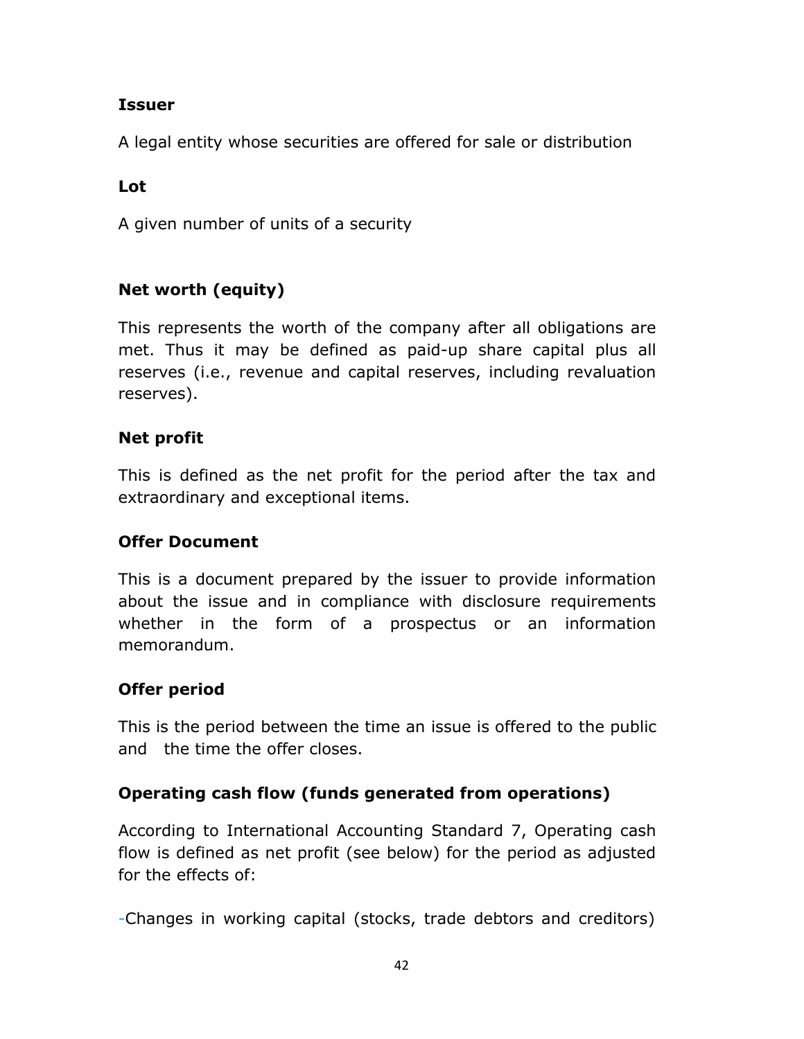### Issuer

A legal entity whose securities are offered for sale or distribution

### Lot

A given number of units of a security

### Net worth (equity)

This represents the worth of the company after all obligations are met. Thus it may be defined as paid-up share capital plus all reserves (i.e., revenue and capital reserves, including revaluation reserves).

### Net profit

This is defined as the net profit for the period after the tax and extraordinary and exceptional items.

### Offer Document

This is a document prepared by the issuer to provide information about the issue and in compliance with disclosure requirements whether in the form of a prospectus or an information memorandum.

### Offer period

This is the period between the time an issue is offered to the public and the time the offer closes.

### Operating cash flow (funds generated from operations)

According to International Accounting Standard 7, Operating cash flow is defined as net profit (see below) for the period as adjusted for the effects of:

-Changes in working capital (stocks, trade debtors and creditors)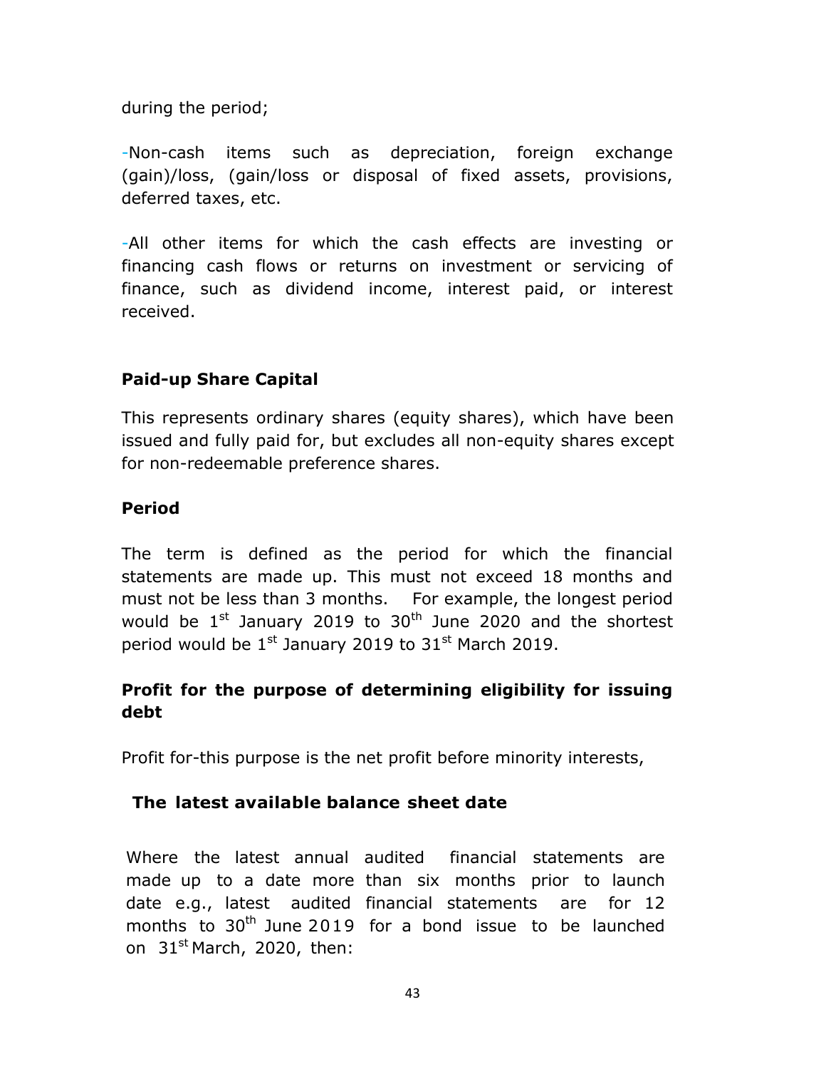during the period;

-Non-cash items such as depreciation, foreign exchange (gain)/loss, (gain/loss or disposal of fixed assets, provisions, deferred taxes, etc.

-All other items for which the cash effects are investing or financing cash flows or returns on investment or servicing of finance, such as dividend income, interest paid, or interest received.

### Paid-up Share Capital

This represents ordinary shares (equity shares), which have been issued and fully paid for, but excludes all non-equity shares except for non-redeemable preference shares.

### Period

The term is defined as the period for which the financial statements are made up. This must not exceed 18 months and must not be less than 3 months. For example, the longest period would be 1st January 2019 to 30th June 2020 and the shortest period would be 1st January 2019 to 31st March 2019.

### Profit for the purpose of determining eligibility for issuing debt

Profit for-this purpose is the net profit before minority interests,

### The latest available balance sheet date

Where the latest annual audited financial statements are made up to a date more than six months prior to launch date e.g., latest audited financial statements are for 12 months to 30th June 2019 for a bond issue to be launched on 31st March, 2020, then: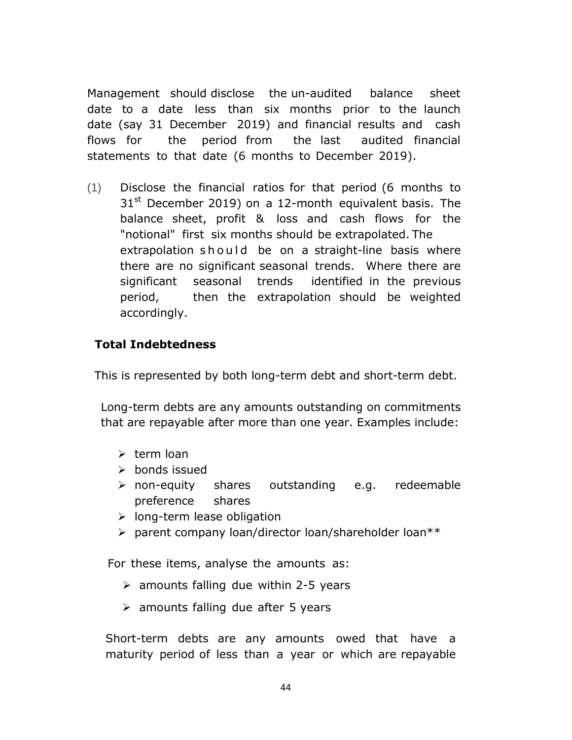Management should disclose the un-audited balance sheet date to a date less than six months prior to the launch date (say 31 December 2019) and financial results and cash flows for the period from the last audited financial statements to that date (6 months to December 2019).

(1) Disclose the financial ratios for that period (6 months to 31st December 2019) on a 12-month equivalent basis. The balance sheet, profit & loss and cash flows for the "notional" first six months should be extrapolated. The extrapolation should be on a straight-line basis where there are no significant seasonal trends. Where there are significant seasonal trends identified in the previous period, then the extrapolation should be weighted accordingly.

**Total Indebtedness**

This is represented by both long-term debt and short-term debt.

Long-term debts are any amounts outstanding on commitments that are repayable after more than one year. Examples include:

- term loan
- bonds issued
- non-equity shares outstanding e.g. redeemable preference shares
- long-term lease obligation
- parent company loan/director loan/shareholder loan**

For these items, analyse the amounts as:

- amounts falling due within 2-5 years
- amounts falling due after 5 years

Short-term debts are any amounts owed that have a maturity period of less than a year or which are repayable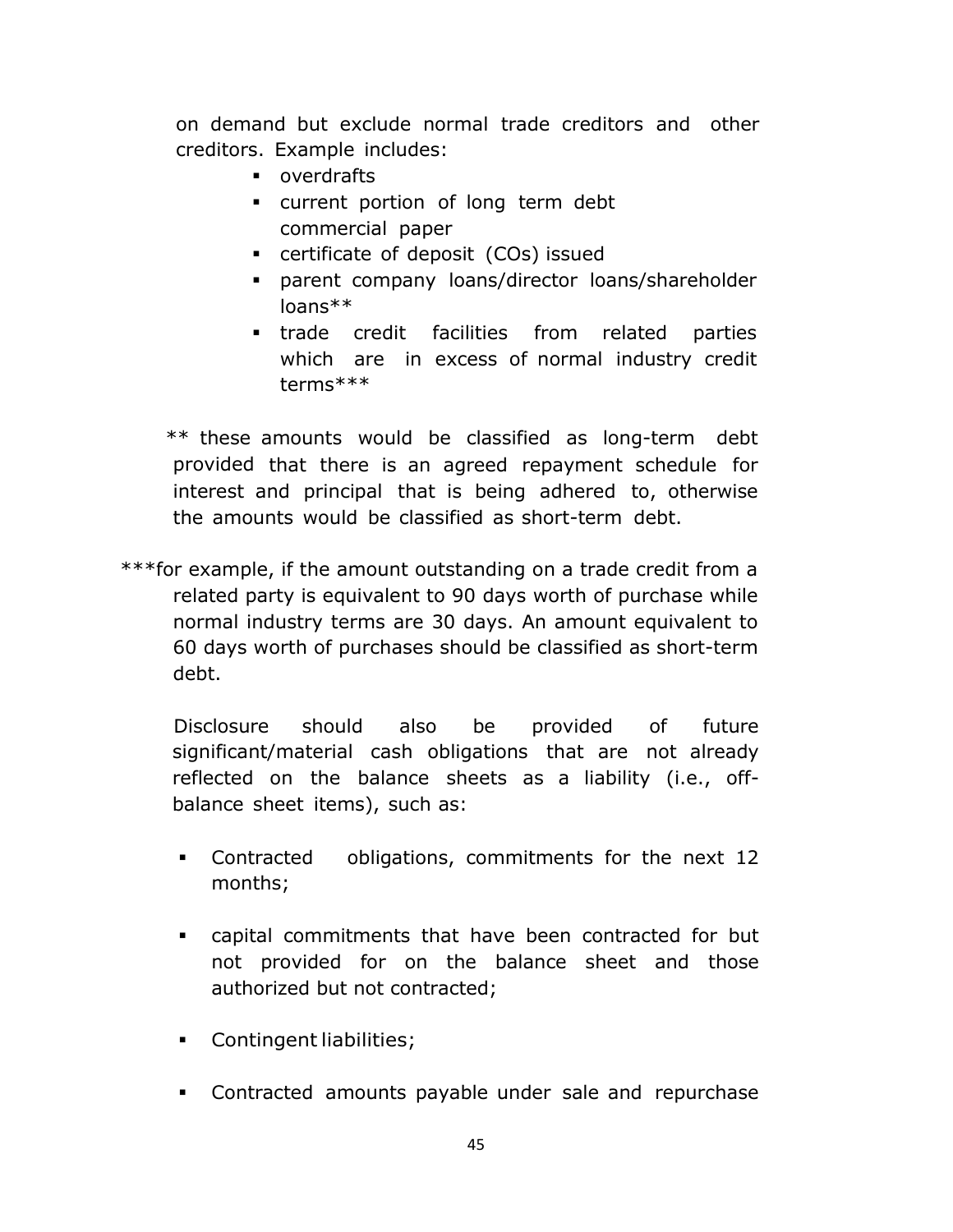on demand but exclude normal trade creditors and other creditors. Example includes:

- overdrafts
- current portion of long term debt commercial paper
- certificate of deposit (COs) issued
- parent company loans/director loans/shareholder loans**
- trade credit facilities from related parties which are in excess of normal industry credit terms***

** these amounts would be classified as long-term debt provided that there is an agreed repayment schedule for interest and principal that is being adhered to, otherwise the amounts would be classified as short-term debt.

***for example, if the amount outstanding on a trade credit from a related party is equivalent to 90 days worth of purchase while normal industry terms are 30 days. An amount equivalent to 60 days worth of purchases should be classified as short-term debt.

Disclosure should also be provided of future significant/material cash obligations that are not already reflected on the balance sheets as a liability (i.e., off-balance sheet items), such as:

- Contracted obligations, commitments for the next 12 months;
- capital commitments that have been contracted for but not provided for on the balance sheet and those authorized but not contracted;
- Contingent liabilities;
- Contracted amounts payable under sale and repurchase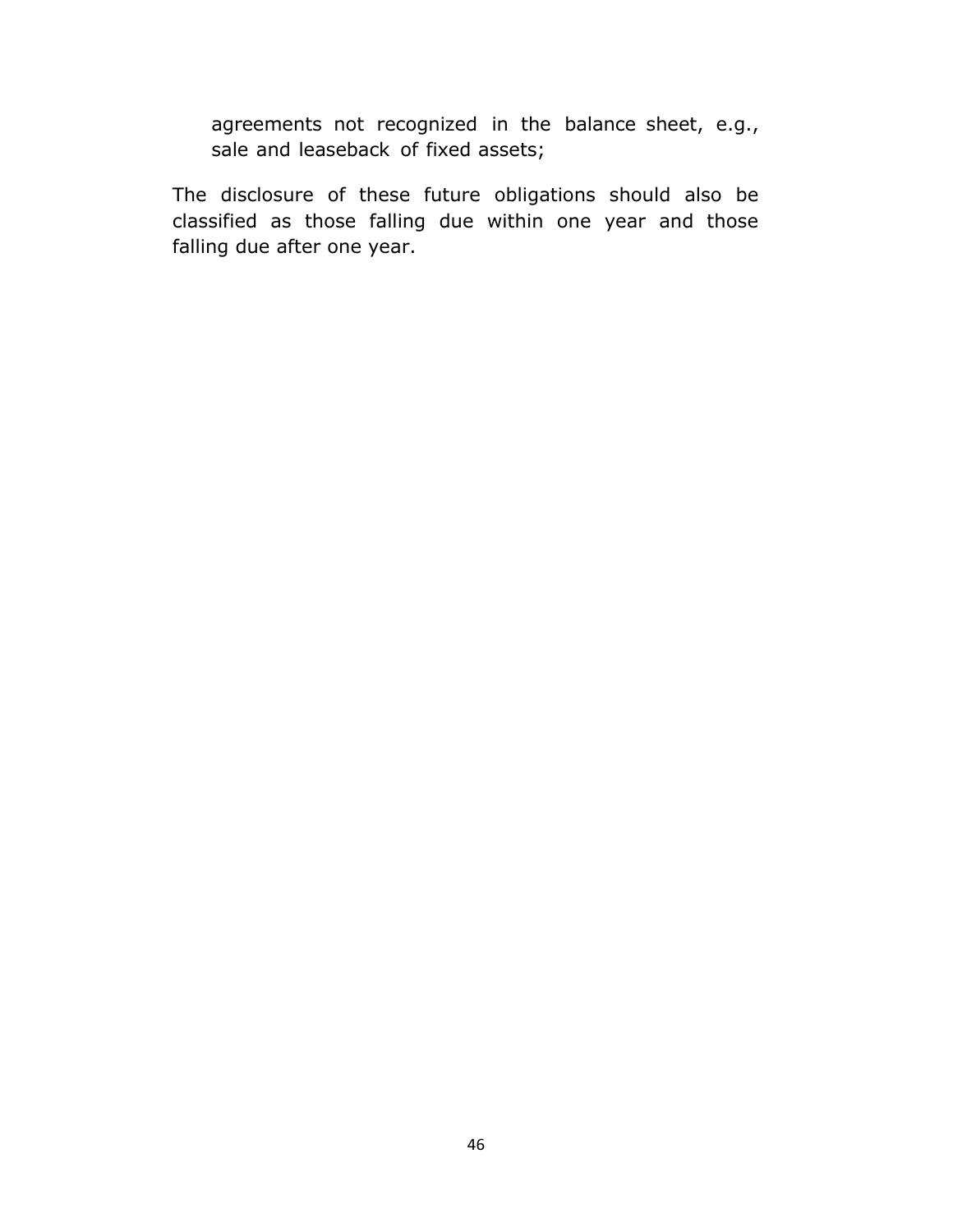agreements not recognized in the balance sheet, e.g., sale and leaseback of fixed assets;

The disclosure of these future obligations should also be classified as those falling due within one year and those falling due after one year.